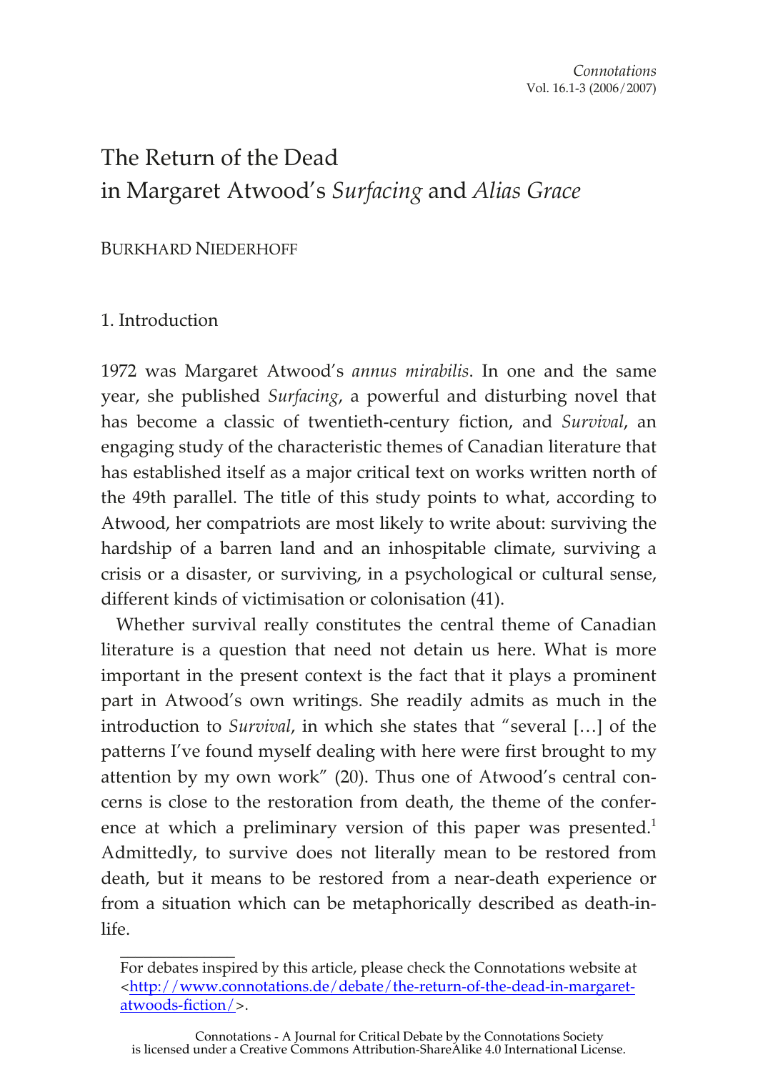# The Return of the Dead in Margaret Atwood's *Surfacing* and *Alias Grace*

BURKHARD NIEDERHOFF

## 1. Introduction

1972 was Margaret Atwood's *annus mirabilis*. In one and the same year, she published *Surfacing*, a powerful and disturbing novel that has become a classic of twentieth-century fiction, and *Survival*, an engaging study of the characteristic themes of Canadian literature that has established itself as a major critical text on works written north of the 49th parallel. The title of this study points to what, according to Atwood, her compatriots are most likely to write about: surviving the hardship of a barren land and an inhospitable climate, surviving a crisis or a disaster, or surviving, in a psychological or cultural sense, different kinds of victimisation or colonisation (41).

Whether survival really constitutes the central theme of Canadian literature is a question that need not detain us here. What is more important in the present context is the fact that it plays a prominent part in Atwood's own writings. She readily admits as much in the introduction to *Survival*, in which she states that "several […] of the patterns I've found myself dealing with here were first brought to my attention by my own work" (20). Thus one of Atwood's central concerns is close to the restoration from death, the theme of the conference at which a preliminary version of this paper was presented.[1] Admittedly, to survive does not literally mean to be restored from death, but it means to be restored from a near-death experience or from a situation which can be metaphorically described as death-in-life.

For debates inspired by this article, please check the Connotations website at <http://www.connotations.de/debate/the-return-of-the-dead-in-margaret-atwoods-fiction/>.

Connotations - A Journal for Critical Debate by the Connotations Society is licensed under a Creative Commons Attribution-ShareAlike 4.0 International License.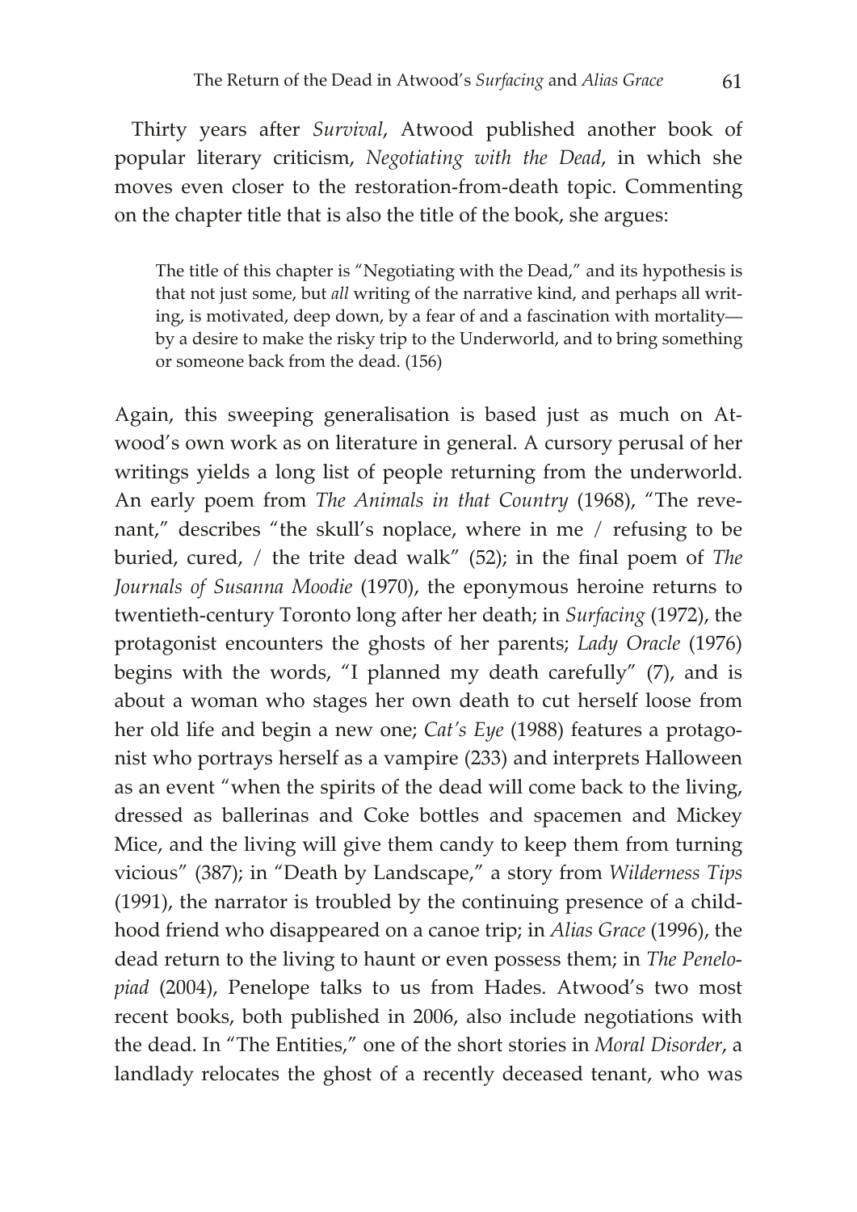Thirty years after *Survival*, Atwood published another book of popular literary criticism, *Negotiating with the Dead*, in which she moves even closer to the restoration-from-death topic. Commenting on the chapter title that is also the title of the book, she argues:

> The title of this chapter is "Negotiating with the Dead," and its hypothesis is that not just some, but *all* writing of the narrative kind, and perhaps all writing, is motivated, deep down, by a fear of and a fascination with mortality—by a desire to make the risky trip to the Underworld, and to bring something or someone back from the dead. (156)

Again, this sweeping generalisation is based just as much on Atwood's own work as on literature in general. A cursory perusal of her writings yields a long list of people returning from the underworld. An early poem from *The Animals in that Country* (1968), "The revenant," describes "the skull's noplace, where in me / refusing to be buried, cured, / the trite dead walk" (52); in the final poem of *The Journals of Susanna Moodie* (1970), the eponymous heroine returns to twentieth-century Toronto long after her death; in *Surfacing* (1972), the protagonist encounters the ghosts of her parents; *Lady Oracle* (1976) begins with the words, "I planned my death carefully" (7), and is about a woman who stages her own death to cut herself loose from her old life and begin a new one; *Cat's Eye* (1988) features a protagonist who portrays herself as a vampire (233) and interprets Halloween as an event "when the spirits of the dead will come back to the living, dressed as ballerinas and Coke bottles and spacemen and Mickey Mice, and the living will give them candy to keep them from turning vicious" (387); in "Death by Landscape," a story from *Wilderness Tips* (1991), the narrator is troubled by the continuing presence of a childhood friend who disappeared on a canoe trip; in *Alias Grace* (1996), the dead return to the living to haunt or even possess them; in *The Penelopiad* (2004), Penelope talks to us from Hades. Atwood's two most recent books, both published in 2006, also include negotiations with the dead. In "The Entities," one of the short stories in *Moral Disorder*, a landlady relocates the ghost of a recently deceased tenant, who was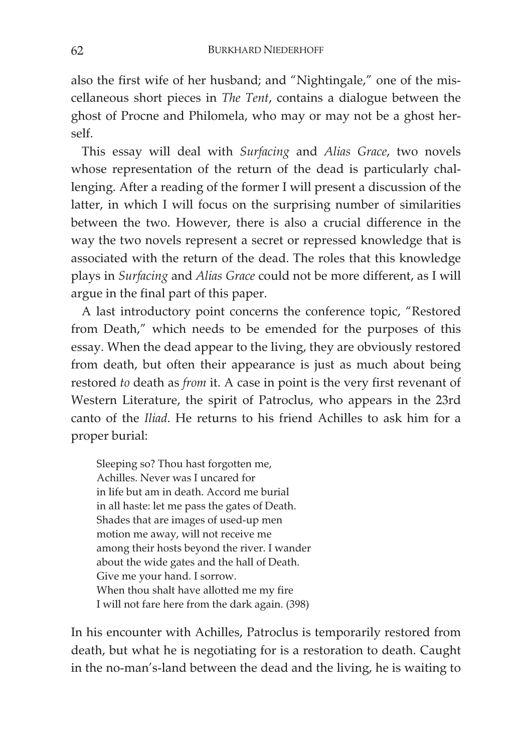also the first wife of her husband; and "Nightingale," one of the miscellaneous short pieces in *The Tent*, contains a dialogue between the ghost of Procne and Philomela, who may or may not be a ghost herself.

This essay will deal with *Surfacing* and *Alias Grace*, two novels whose representation of the return of the dead is particularly challenging. After a reading of the former I will present a discussion of the latter, in which I will focus on the surprising number of similarities between the two. However, there is also a crucial difference in the way the two novels represent a secret or repressed knowledge that is associated with the return of the dead. The roles that this knowledge plays in *Surfacing* and *Alias Grace* could not be more different, as I will argue in the final part of this paper.

A last introductory point concerns the conference topic, "Restored from Death," which needs to be emended for the purposes of this essay. When the dead appear to the living, they are obviously restored from death, but often their appearance is just as much about being restored *to* death as *from* it. A case in point is the very first revenant of Western Literature, the spirit of Patroclus, who appears in the 23rd canto of the *Iliad*. He returns to his friend Achilles to ask him for a proper burial:

> Sleeping so? Thou hast forgotten me,
> Achilles. Never was I uncared for
> in life but am in death. Accord me burial
> in all haste: let me pass the gates of Death.
> Shades that are images of used-up men
> motion me away, will not receive me
> among their hosts beyond the river. I wander
> about the wide gates and the hall of Death.
> Give me your hand. I sorrow.
> When thou shalt have allotted me my fire
> I will not fare here from the dark again. (398)

In his encounter with Achilles, Patroclus is temporarily restored from death, but what he is negotiating for is a restoration to death. Caught in the no-man's-land between the dead and the living, he is waiting to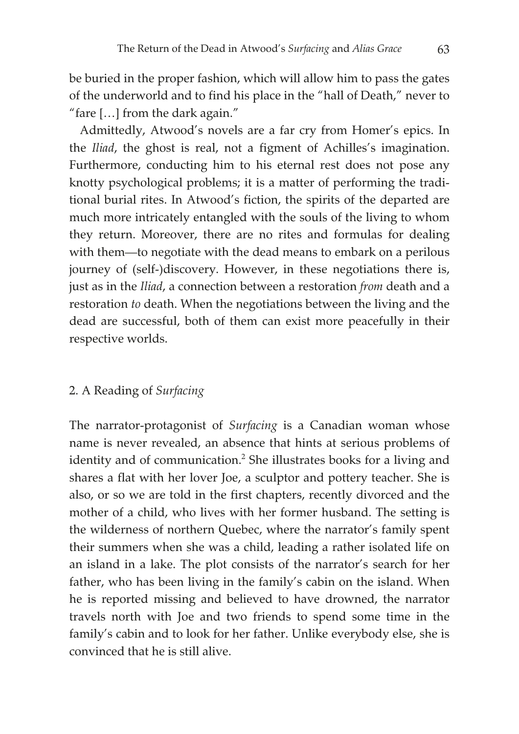be buried in the proper fashion, which will allow him to pass the gates of the underworld and to find his place in the "hall of Death," never to "fare […] from the dark again."

Admittedly, Atwood's novels are a far cry from Homer's epics. In the *Iliad*, the ghost is real, not a figment of Achilles's imagination. Furthermore, conducting him to his eternal rest does not pose any knotty psychological problems; it is a matter of performing the traditional burial rites. In Atwood's fiction, the spirits of the departed are much more intricately entangled with the souls of the living to whom they return. Moreover, there are no rites and formulas for dealing with them—to negotiate with the dead means to embark on a perilous journey of (self-)discovery. However, in these negotiations there is, just as in the *Iliad*, a connection between a restoration *from* death and a restoration *to* death. When the negotiations between the living and the dead are successful, both of them can exist more peacefully in their respective worlds.

## 2. A Reading of *Surfacing*

The narrator-protagonist of *Surfacing* is a Canadian woman whose name is never revealed, an absence that hints at serious problems of identity and of communication.[2] She illustrates books for a living and shares a flat with her lover Joe, a sculptor and pottery teacher. She is also, or so we are told in the first chapters, recently divorced and the mother of a child, who lives with her former husband. The setting is the wilderness of northern Quebec, where the narrator's family spent their summers when she was a child, leading a rather isolated life on an island in a lake. The plot consists of the narrator's search for her father, who has been living in the family's cabin on the island. When he is reported missing and believed to have drowned, the narrator travels north with Joe and two friends to spend some time in the family's cabin and to look for her father. Unlike everybody else, she is convinced that he is still alive.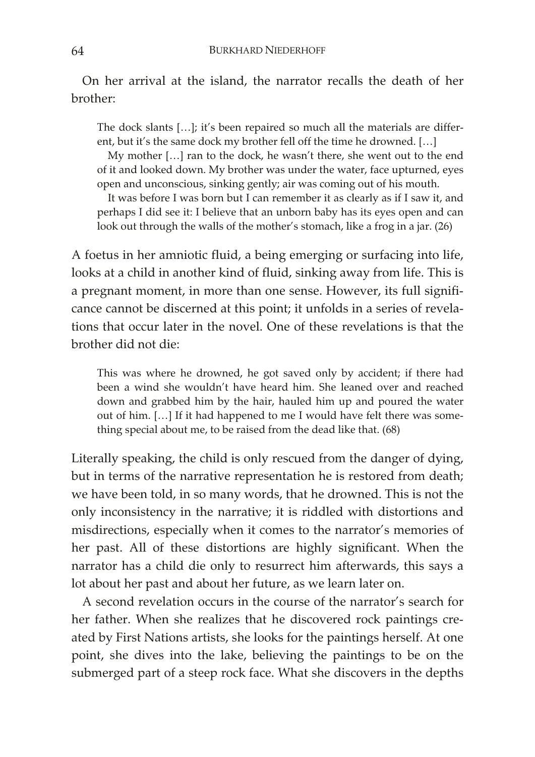On her arrival at the island, the narrator recalls the death of her brother:

> The dock slants […]; it's been repaired so much all the materials are different, but it's the same dock my brother fell off the time he drowned. […]
>
> My mother […] ran to the dock, he wasn't there, she went out to the end of it and looked down. My brother was under the water, face upturned, eyes open and unconscious, sinking gently; air was coming out of his mouth.
>
> It was before I was born but I can remember it as clearly as if I saw it, and perhaps I did see it: I believe that an unborn baby has its eyes open and can look out through the walls of the mother's stomach, like a frog in a jar. (26)

A foetus in her amniotic fluid, a being emerging or surfacing into life, looks at a child in another kind of fluid, sinking away from life. This is a pregnant moment, in more than one sense. However, its full significance cannot be discerned at this point; it unfolds in a series of revelations that occur later in the novel. One of these revelations is that the brother did not die:

> This was where he drowned, he got saved only by accident; if there had been a wind she wouldn't have heard him. She leaned over and reached down and grabbed him by the hair, hauled him up and poured the water out of him. […] If it had happened to me I would have felt there was something special about me, to be raised from the dead like that. (68)

Literally speaking, the child is only rescued from the danger of dying, but in terms of the narrative representation he is restored from death; we have been told, in so many words, that he drowned. This is not the only inconsistency in the narrative; it is riddled with distortions and misdirections, especially when it comes to the narrator's memories of her past. All of these distortions are highly significant. When the narrator has a child die only to resurrect him afterwards, this says a lot about her past and about her future, as we learn later on.

A second revelation occurs in the course of the narrator's search for her father. When she realizes that he discovered rock paintings created by First Nations artists, she looks for the paintings herself. At one point, she dives into the lake, believing the paintings to be on the submerged part of a steep rock face. What she discovers in the depths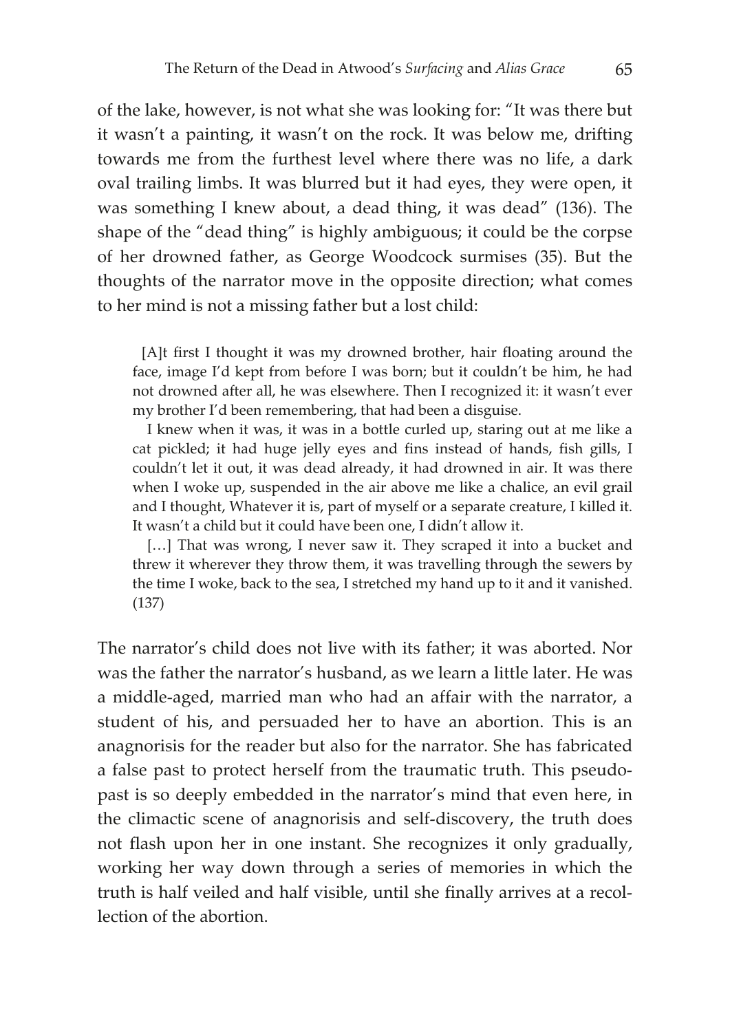of the lake, however, is not what she was looking for: "It was there but it wasn't a painting, it wasn't on the rock. It was below me, drifting towards me from the furthest level where there was no life, a dark oval trailing limbs. It was blurred but it had eyes, they were open, it was something I knew about, a dead thing, it was dead" (136). The shape of the "dead thing" is highly ambiguous; it could be the corpse of her drowned father, as George Woodcock surmises (35). But the thoughts of the narrator move in the opposite direction; what comes to her mind is not a missing father but a lost child:

> [A]t first I thought it was my drowned brother, hair floating around the face, image I'd kept from before I was born; but it couldn't be him, he had not drowned after all, he was elsewhere. Then I recognized it: it wasn't ever my brother I'd been remembering, that had been a disguise.
>
> I knew when it was, it was in a bottle curled up, staring out at me like a cat pickled; it had huge jelly eyes and fins instead of hands, fish gills, I couldn't let it out, it was dead already, it had drowned in air. It was there when I woke up, suspended in the air above me like a chalice, an evil grail and I thought, Whatever it is, part of myself or a separate creature, I killed it. It wasn't a child but it could have been one, I didn't allow it.
>
> […] That was wrong, I never saw it. They scraped it into a bucket and threw it wherever they throw them, it was travelling through the sewers by the time I woke, back to the sea, I stretched my hand up to it and it vanished. (137)

The narrator's child does not live with its father; it was aborted. Nor was the father the narrator's husband, as we learn a little later. He was a middle-aged, married man who had an affair with the narrator, a student of his, and persuaded her to have an abortion. This is an anagnorisis for the reader but also for the narrator. She has fabricated a false past to protect herself from the traumatic truth. This pseudo-past is so deeply embedded in the narrator's mind that even here, in the climactic scene of anagnorisis and self-discovery, the truth does not flash upon her in one instant. She recognizes it only gradually, working her way down through a series of memories in which the truth is half veiled and half visible, until she finally arrives at a recollection of the abortion.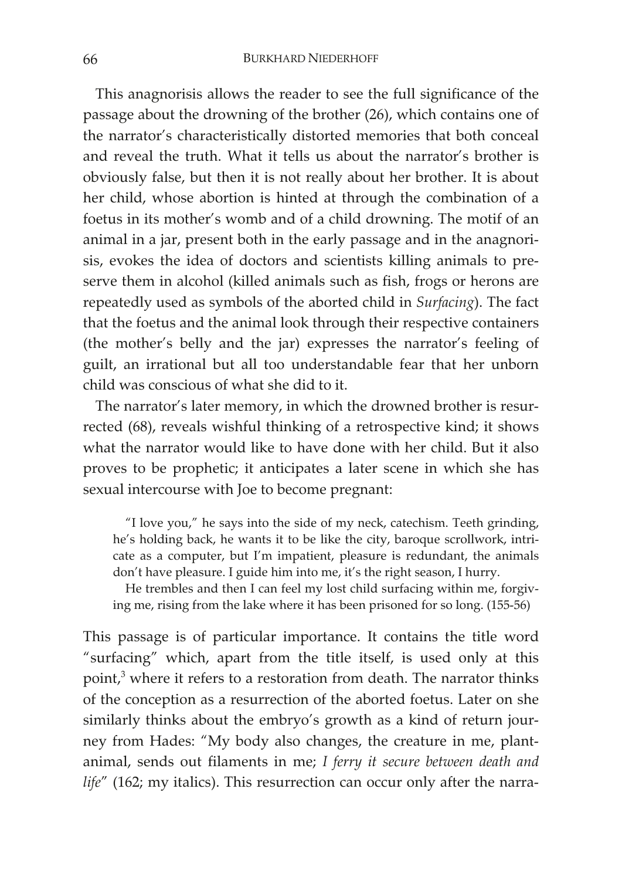This anagnorisis allows the reader to see the full significance of the passage about the drowning of the brother (26), which contains one of the narrator's characteristically distorted memories that both conceal and reveal the truth. What it tells us about the narrator's brother is obviously false, but then it is not really about her brother. It is about her child, whose abortion is hinted at through the combination of a foetus in its mother's womb and of a child drowning. The motif of an animal in a jar, present both in the early passage and in the anagnorisis, evokes the idea of doctors and scientists killing animals to preserve them in alcohol (killed animals such as fish, frogs or herons are repeatedly used as symbols of the aborted child in *Surfacing*). The fact that the foetus and the animal look through their respective containers (the mother's belly and the jar) expresses the narrator's feeling of guilt, an irrational but all too understandable fear that her unborn child was conscious of what she did to it.

The narrator's later memory, in which the drowned brother is resurrected (68), reveals wishful thinking of a retrospective kind; it shows what the narrator would like to have done with her child. But it also proves to be prophetic; it anticipates a later scene in which she has sexual intercourse with Joe to become pregnant:

> "I love you," he says into the side of my neck, catechism. Teeth grinding, he's holding back, he wants it to be like the city, baroque scrollwork, intricate as a computer, but I'm impatient, pleasure is redundant, the animals don't have pleasure. I guide him into me, it's the right season, I hurry.
>
> He trembles and then I can feel my lost child surfacing within me, forgiving me, rising from the lake where it has been prisoned for so long. (155-56)

This passage is of particular importance. It contains the title word "surfacing" which, apart from the title itself, is used only at this point,[3] where it refers to a restoration from death. The narrator thinks of the conception as a resurrection of the aborted foetus. Later on she similarly thinks about the embryo's growth as a kind of return journey from Hades: "My body also changes, the creature in me, plant-animal, sends out filaments in me; *I ferry it secure between death and life*" (162; my italics). This resurrection can occur only after the narra-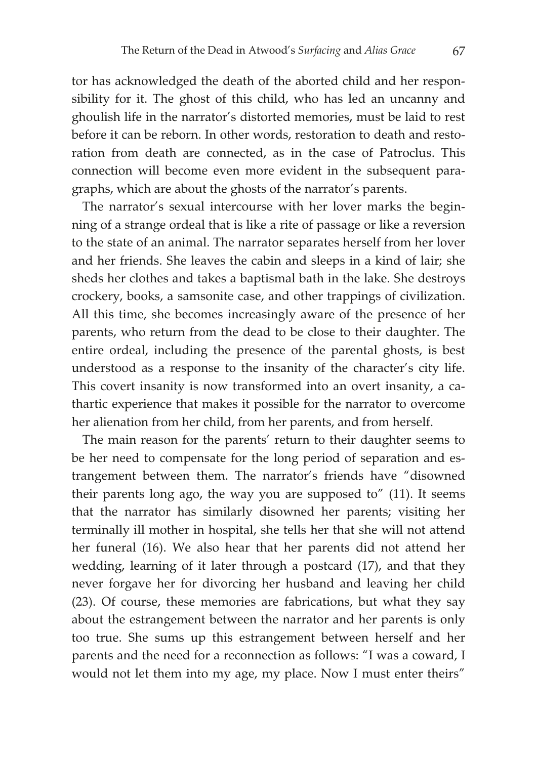tor has acknowledged the death of the aborted child and her responsibility for it. The ghost of this child, who has led an uncanny and ghoulish life in the narrator's distorted memories, must be laid to rest before it can be reborn. In other words, restoration to death and restoration from death are connected, as in the case of Patroclus. This connection will become even more evident in the subsequent paragraphs, which are about the ghosts of the narrator's parents.

The narrator's sexual intercourse with her lover marks the beginning of a strange ordeal that is like a rite of passage or like a reversion to the state of an animal. The narrator separates herself from her lover and her friends. She leaves the cabin and sleeps in a kind of lair; she sheds her clothes and takes a baptismal bath in the lake. She destroys crockery, books, a samsonite case, and other trappings of civilization. All this time, she becomes increasingly aware of the presence of her parents, who return from the dead to be close to their daughter. The entire ordeal, including the presence of the parental ghosts, is best understood as a response to the insanity of the character's city life. This covert insanity is now transformed into an overt insanity, a cathartic experience that makes it possible for the narrator to overcome her alienation from her child, from her parents, and from herself.

The main reason for the parents' return to their daughter seems to be her need to compensate for the long period of separation and estrangement between them. The narrator's friends have "disowned their parents long ago, the way you are supposed to" (11). It seems that the narrator has similarly disowned her parents; visiting her terminally ill mother in hospital, she tells her that she will not attend her funeral (16). We also hear that her parents did not attend her wedding, learning of it later through a postcard (17), and that they never forgave her for divorcing her husband and leaving her child (23). Of course, these memories are fabrications, but what they say about the estrangement between the narrator and her parents is only too true. She sums up this estrangement between herself and her parents and the need for a reconnection as follows: "I was a coward, I would not let them into my age, my place. Now I must enter theirs"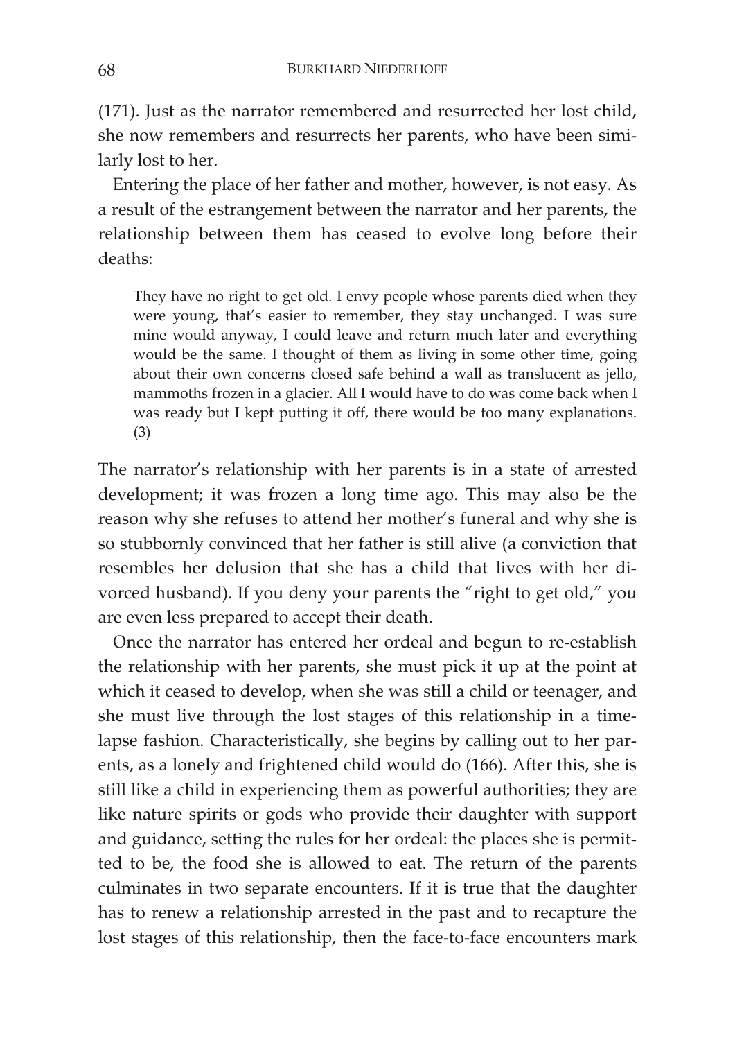(171). Just as the narrator remembered and resurrected her lost child, she now remembers and resurrects her parents, who have been similarly lost to her.

Entering the place of her father and mother, however, is not easy. As a result of the estrangement between the narrator and her parents, the relationship between them has ceased to evolve long before their deaths:

> They have no right to get old. I envy people whose parents died when they were young, that's easier to remember, they stay unchanged. I was sure mine would anyway, I could leave and return much later and everything would be the same. I thought of them as living in some other time, going about their own concerns closed safe behind a wall as translucent as jello, mammoths frozen in a glacier. All I would have to do was come back when I was ready but I kept putting it off, there would be too many explanations. (3)

The narrator's relationship with her parents is in a state of arrested development; it was frozen a long time ago. This may also be the reason why she refuses to attend her mother's funeral and why she is so stubbornly convinced that her father is still alive (a conviction that resembles her delusion that she has a child that lives with her divorced husband). If you deny your parents the "right to get old," you are even less prepared to accept their death.

Once the narrator has entered her ordeal and begun to re-establish the relationship with her parents, she must pick it up at the point at which it ceased to develop, when she was still a child or teenager, and she must live through the lost stages of this relationship in a time-lapse fashion. Characteristically, she begins by calling out to her parents, as a lonely and frightened child would do (166). After this, she is still like a child in experiencing them as powerful authorities; they are like nature spirits or gods who provide their daughter with support and guidance, setting the rules for her ordeal: the places she is permitted to be, the food she is allowed to eat. The return of the parents culminates in two separate encounters. If it is true that the daughter has to renew a relationship arrested in the past and to recapture the lost stages of this relationship, then the face-to-face encounters mark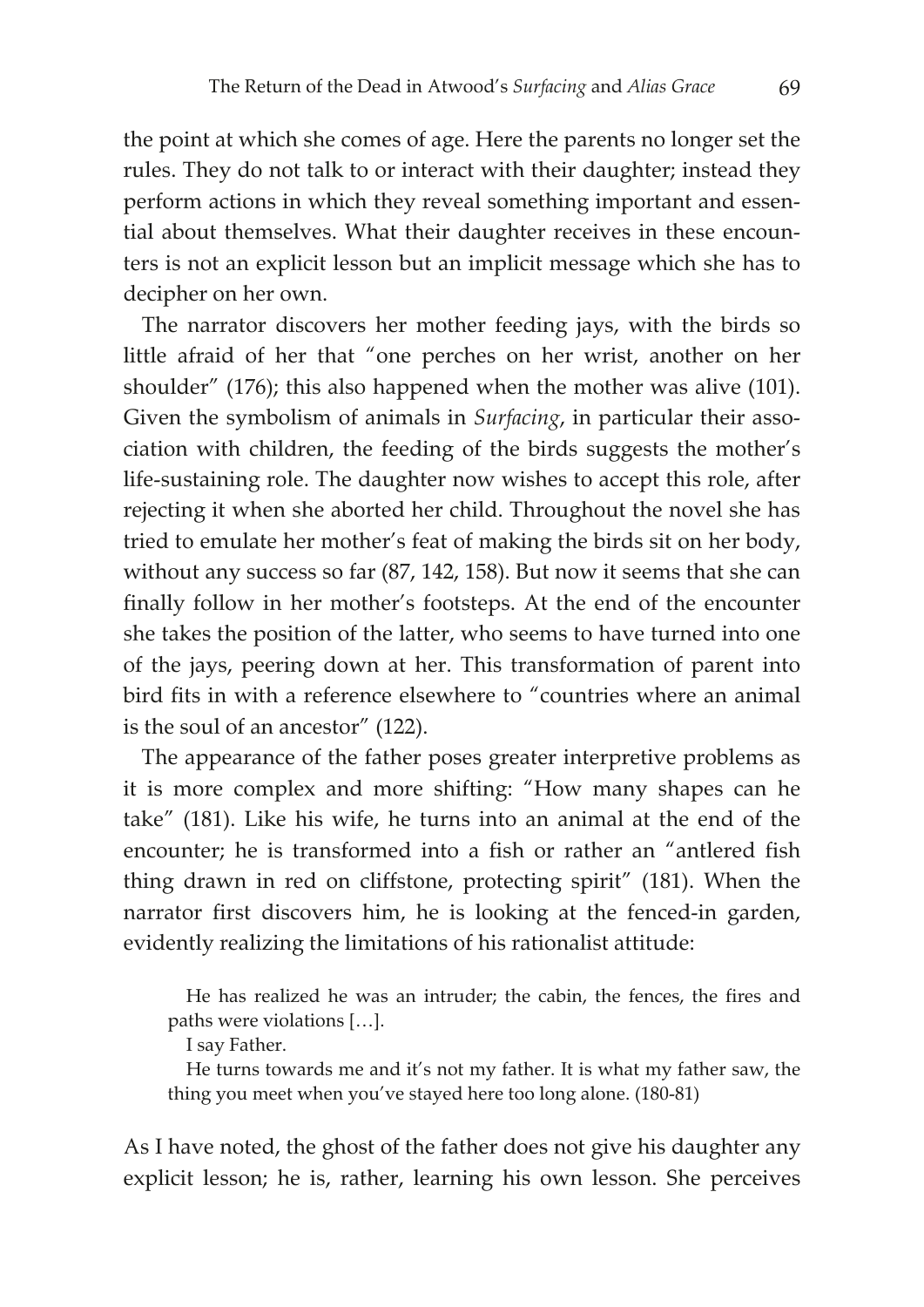the point at which she comes of age. Here the parents no longer set the rules. They do not talk to or interact with their daughter; instead they perform actions in which they reveal something important and essential about themselves. What their daughter receives in these encounters is not an explicit lesson but an implicit message which she has to decipher on her own.

The narrator discovers her mother feeding jays, with the birds so little afraid of her that "one perches on her wrist, another on her shoulder" (176); this also happened when the mother was alive (101). Given the symbolism of animals in *Surfacing*, in particular their association with children, the feeding of the birds suggests the mother's life-sustaining role. The daughter now wishes to accept this role, after rejecting it when she aborted her child. Throughout the novel she has tried to emulate her mother's feat of making the birds sit on her body, without any success so far (87, 142, 158). But now it seems that she can finally follow in her mother's footsteps. At the end of the encounter she takes the position of the latter, who seems to have turned into one of the jays, peering down at her. This transformation of parent into bird fits in with a reference elsewhere to "countries where an animal is the soul of an ancestor" (122).

The appearance of the father poses greater interpretive problems as it is more complex and more shifting: "How many shapes can he take" (181). Like his wife, he turns into an animal at the end of the encounter; he is transformed into a fish or rather an "antlered fish thing drawn in red on cliffstone, protecting spirit" (181). When the narrator first discovers him, he is looking at the fenced-in garden, evidently realizing the limitations of his rationalist attitude:

> He has realized he was an intruder; the cabin, the fences, the fires and paths were violations […].
>
> I say Father.
>
> He turns towards me and it's not my father. It is what my father saw, the thing you meet when you've stayed here too long alone. (180-81)

As I have noted, the ghost of the father does not give his daughter any explicit lesson; he is, rather, learning his own lesson. She perceives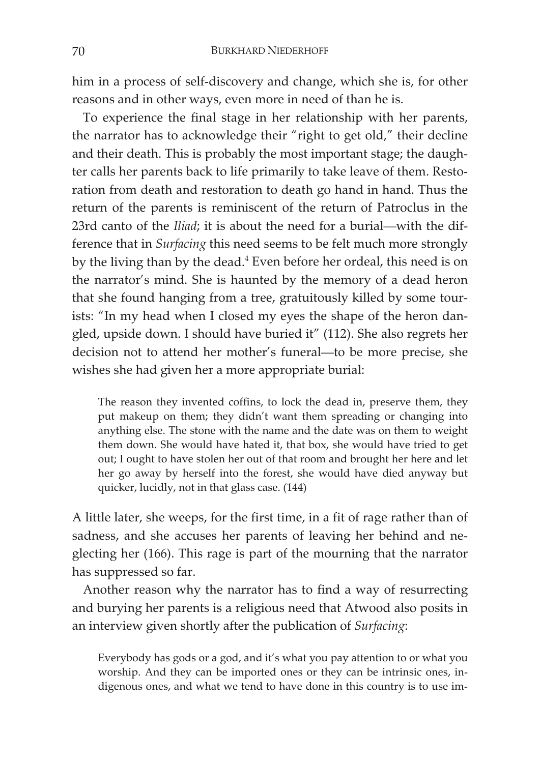him in a process of self-discovery and change, which she is, for other reasons and in other ways, even more in need of than he is.

To experience the final stage in her relationship with her parents, the narrator has to acknowledge their "right to get old," their decline and their death. This is probably the most important stage; the daughter calls her parents back to life primarily to take leave of them. Restoration from death and restoration to death go hand in hand. Thus the return of the parents is reminiscent of the return of Patroclus in the 23rd canto of the *Iliad*; it is about the need for a burial—with the difference that in *Surfacing* this need seems to be felt much more strongly by the living than by the dead.[4] Even before her ordeal, this need is on the narrator's mind. She is haunted by the memory of a dead heron that she found hanging from a tree, gratuitously killed by some tourists: "In my head when I closed my eyes the shape of the heron dangled, upside down. I should have buried it" (112). She also regrets her decision not to attend her mother's funeral—to be more precise, she wishes she had given her a more appropriate burial:

> The reason they invented coffins, to lock the dead in, preserve them, they put makeup on them; they didn't want them spreading or changing into anything else. The stone with the name and the date was on them to weight them down. She would have hated it, that box, she would have tried to get out; I ought to have stolen her out of that room and brought her here and let her go away by herself into the forest, she would have died anyway but quicker, lucidly, not in that glass case. (144)

A little later, she weeps, for the first time, in a fit of rage rather than of sadness, and she accuses her parents of leaving her behind and neglecting her (166). This rage is part of the mourning that the narrator has suppressed so far.

Another reason why the narrator has to find a way of resurrecting and burying her parents is a religious need that Atwood also posits in an interview given shortly after the publication of *Surfacing*:

> Everybody has gods or a god, and it's what you pay attention to or what you worship. And they can be imported ones or they can be intrinsic ones, indigenous ones, and what we tend to have done in this country is to use im-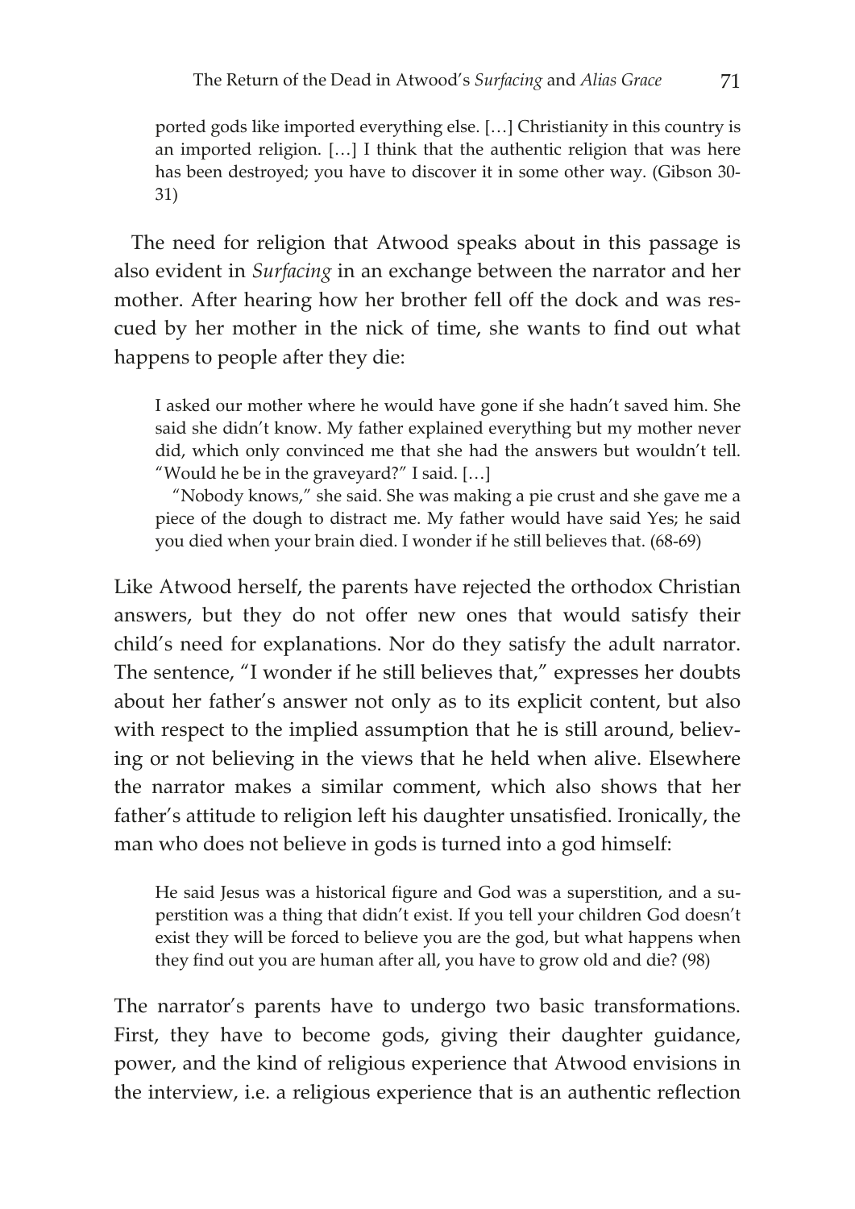> ported gods like imported everything else. […] Christianity in this country is an imported religion. […] I think that the authentic religion that was here has been destroyed; you have to discover it in some other way. (Gibson 30-31)

The need for religion that Atwood speaks about in this passage is also evident in *Surfacing* in an exchange between the narrator and her mother. After hearing how her brother fell off the dock and was rescued by her mother in the nick of time, she wants to find out what happens to people after they die:

> I asked our mother where he would have gone if she hadn't saved him. She said she didn't know. My father explained everything but my mother never did, which only convinced me that she had the answers but wouldn't tell. "Would he be in the graveyard?" I said. […]
>
> "Nobody knows," she said. She was making a pie crust and she gave me a piece of the dough to distract me. My father would have said Yes; he said you died when your brain died. I wonder if he still believes that. (68-69)

Like Atwood herself, the parents have rejected the orthodox Christian answers, but they do not offer new ones that would satisfy their child's need for explanations. Nor do they satisfy the adult narrator. The sentence, "I wonder if he still believes that," expresses her doubts about her father's answer not only as to its explicit content, but also with respect to the implied assumption that he is still around, believing or not believing in the views that he held when alive. Elsewhere the narrator makes a similar comment, which also shows that her father's attitude to religion left his daughter unsatisfied. Ironically, the man who does not believe in gods is turned into a god himself:

> He said Jesus was a historical figure and God was a superstition, and a superstition was a thing that didn't exist. If you tell your children God doesn't exist they will be forced to believe you are the god, but what happens when they find out you are human after all, you have to grow old and die? (98)

The narrator's parents have to undergo two basic transformations. First, they have to become gods, giving their daughter guidance, power, and the kind of religious experience that Atwood envisions in the interview, i.e. a religious experience that is an authentic reflection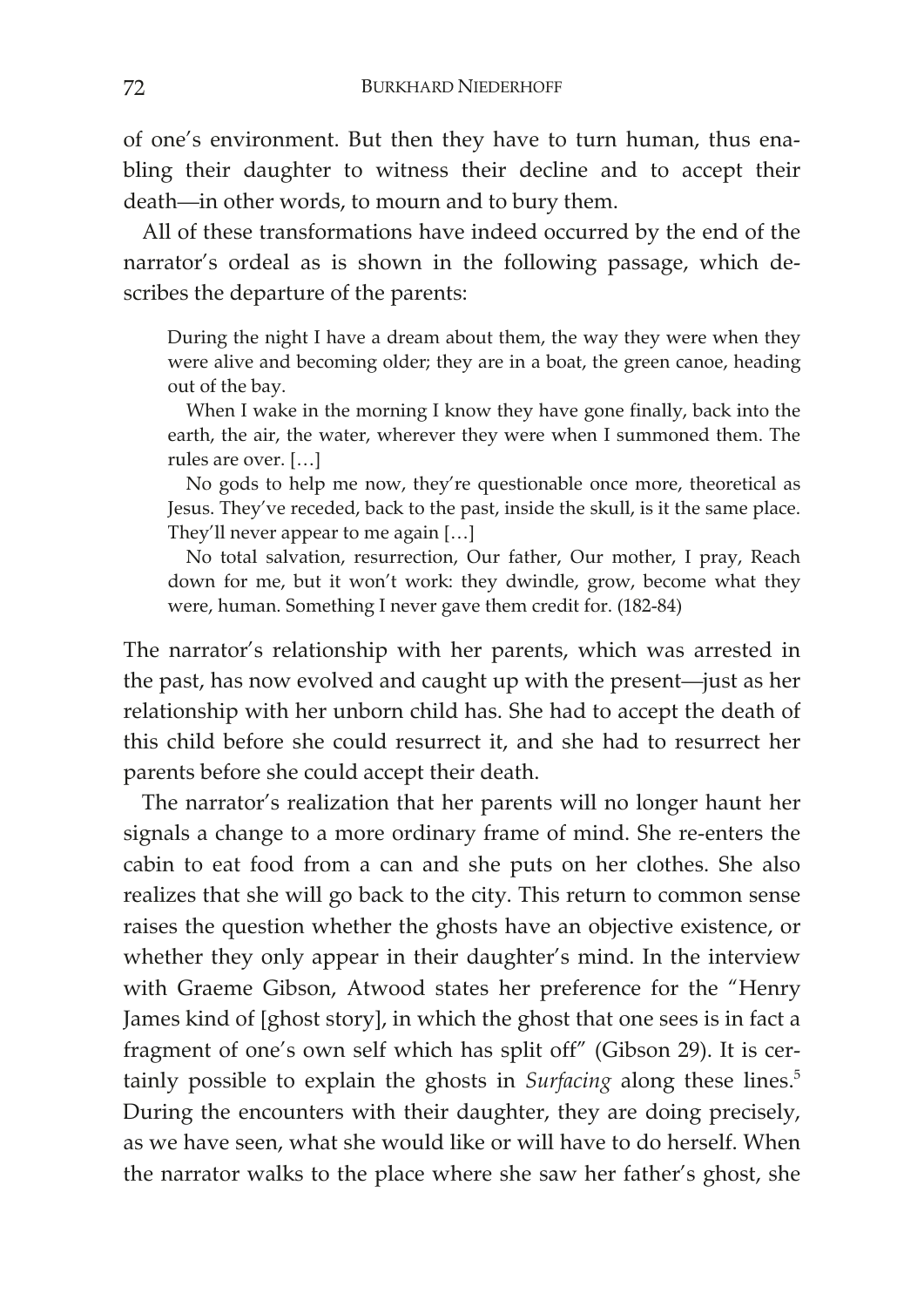of one's environment. But then they have to turn human, thus enabling their daughter to witness their decline and to accept their death—in other words, to mourn and to bury them.

All of these transformations have indeed occurred by the end of the narrator's ordeal as is shown in the following passage, which describes the departure of the parents:

> During the night I have a dream about them, the way they were when they were alive and becoming older; they are in a boat, the green canoe, heading out of the bay.
>
> When I wake in the morning I know they have gone finally, back into the earth, the air, the water, wherever they were when I summoned them. The rules are over. […]
>
> No gods to help me now, they're questionable once more, theoretical as Jesus. They've receded, back to the past, inside the skull, is it the same place. They'll never appear to me again […]
>
> No total salvation, resurrection, Our father, Our mother, I pray, Reach down for me, but it won't work: they dwindle, grow, become what they were, human. Something I never gave them credit for. (182-84)

The narrator's relationship with her parents, which was arrested in the past, has now evolved and caught up with the present—just as her relationship with her unborn child has. She had to accept the death of this child before she could resurrect it, and she had to resurrect her parents before she could accept their death.

The narrator's realization that her parents will no longer haunt her signals a change to a more ordinary frame of mind. She re-enters the cabin to eat food from a can and she puts on her clothes. She also realizes that she will go back to the city. This return to common sense raises the question whether the ghosts have an objective existence, or whether they only appear in their daughter's mind. In the interview with Graeme Gibson, Atwood states her preference for the "Henry James kind of [ghost story], in which the ghost that one sees is in fact a fragment of one's own self which has split off" (Gibson 29). It is certainly possible to explain the ghosts in *Surfacing* along these lines.[5] During the encounters with their daughter, they are doing precisely, as we have seen, what she would like or will have to do herself. When the narrator walks to the place where she saw her father's ghost, she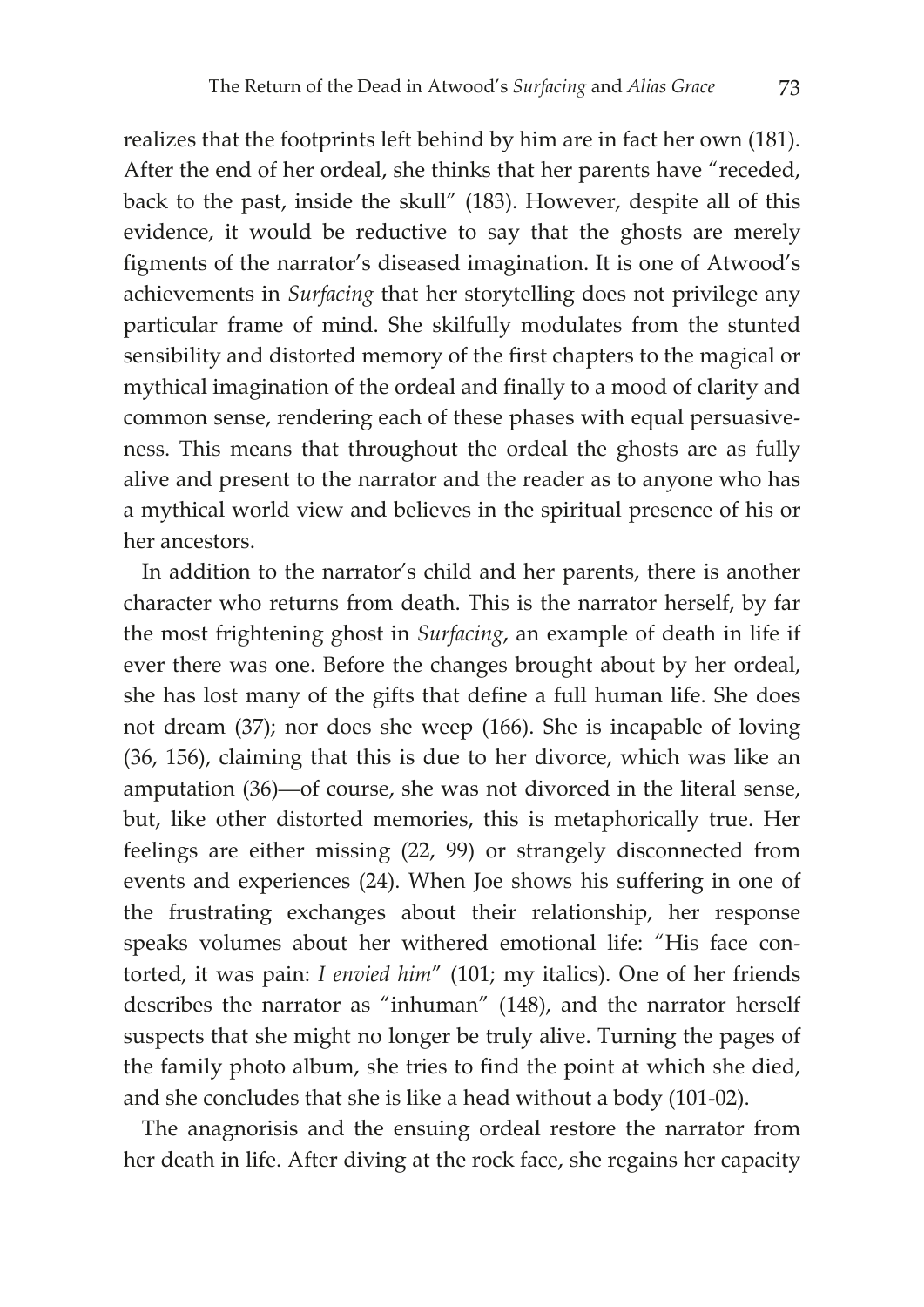realizes that the footprints left behind by him are in fact her own (181). After the end of her ordeal, she thinks that her parents have "receded, back to the past, inside the skull" (183). However, despite all of this evidence, it would be reductive to say that the ghosts are merely figments of the narrator's diseased imagination. It is one of Atwood's achievements in *Surfacing* that her storytelling does not privilege any particular frame of mind. She skilfully modulates from the stunted sensibility and distorted memory of the first chapters to the magical or mythical imagination of the ordeal and finally to a mood of clarity and common sense, rendering each of these phases with equal persuasiveness. This means that throughout the ordeal the ghosts are as fully alive and present to the narrator and the reader as to anyone who has a mythical world view and believes in the spiritual presence of his or her ancestors.

In addition to the narrator's child and her parents, there is another character who returns from death. This is the narrator herself, by far the most frightening ghost in *Surfacing*, an example of death in life if ever there was one. Before the changes brought about by her ordeal, she has lost many of the gifts that define a full human life. She does not dream (37); nor does she weep (166). She is incapable of loving (36, 156), claiming that this is due to her divorce, which was like an amputation (36)—of course, she was not divorced in the literal sense, but, like other distorted memories, this is metaphorically true. Her feelings are either missing (22, 99) or strangely disconnected from events and experiences (24). When Joe shows his suffering in one of the frustrating exchanges about their relationship, her response speaks volumes about her withered emotional life: "His face contorted, it was pain: *I envied him*" (101; my italics). One of her friends describes the narrator as "inhuman" (148), and the narrator herself suspects that she might no longer be truly alive. Turning the pages of the family photo album, she tries to find the point at which she died, and she concludes that she is like a head without a body (101-02).

The anagnorisis and the ensuing ordeal restore the narrator from her death in life. After diving at the rock face, she regains her capacity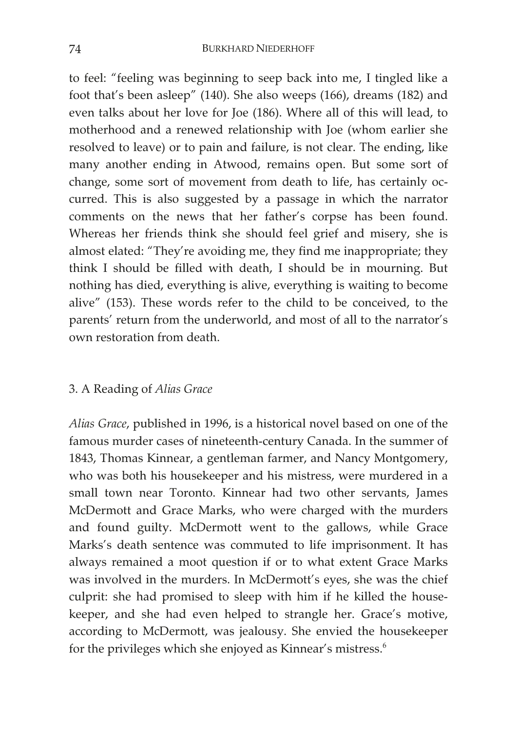to feel: "feeling was beginning to seep back into me, I tingled like a foot that's been asleep" (140). She also weeps (166), dreams (182) and even talks about her love for Joe (186). Where all of this will lead, to motherhood and a renewed relationship with Joe (whom earlier she resolved to leave) or to pain and failure, is not clear. The ending, like many another ending in Atwood, remains open. But some sort of change, some sort of movement from death to life, has certainly occurred. This is also suggested by a passage in which the narrator comments on the news that her father's corpse has been found. Whereas her friends think she should feel grief and misery, she is almost elated: "They're avoiding me, they find me inappropriate; they think I should be filled with death, I should be in mourning. But nothing has died, everything is alive, everything is waiting to become alive" (153). These words refer to the child to be conceived, to the parents' return from the underworld, and most of all to the narrator's own restoration from death.

## 3. A Reading of *Alias Grace*

*Alias Grace*, published in 1996, is a historical novel based on one of the famous murder cases of nineteenth-century Canada. In the summer of 1843, Thomas Kinnear, a gentleman farmer, and Nancy Montgomery, who was both his housekeeper and his mistress, were murdered in a small town near Toronto. Kinnear had two other servants, James McDermott and Grace Marks, who were charged with the murders and found guilty. McDermott went to the gallows, while Grace Marks's death sentence was commuted to life imprisonment. It has always remained a moot question if or to what extent Grace Marks was involved in the murders. In McDermott's eyes, she was the chief culprit: she had promised to sleep with him if he killed the housekeeper, and she had even helped to strangle her. Grace's motive, according to McDermott, was jealousy. She envied the housekeeper for the privileges which she enjoyed as Kinnear's mistress.[6]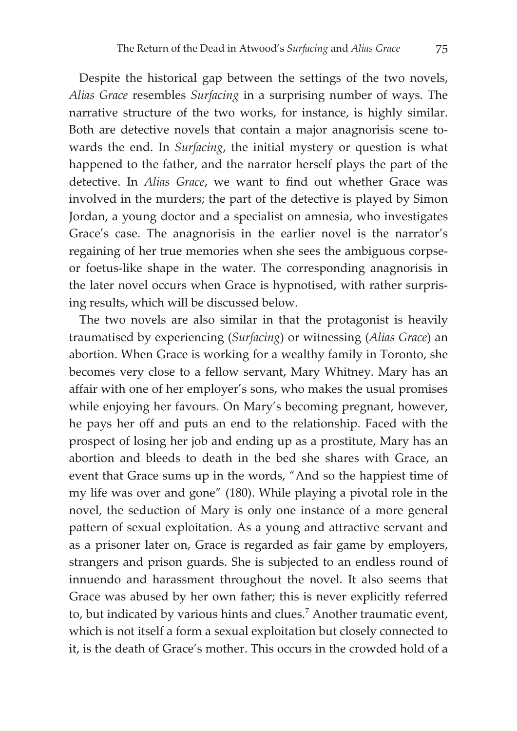Despite the historical gap between the settings of the two novels, *Alias Grace* resembles *Surfacing* in a surprising number of ways. The narrative structure of the two works, for instance, is highly similar. Both are detective novels that contain a major anagnorisis scene towards the end. In *Surfacing*, the initial mystery or question is what happened to the father, and the narrator herself plays the part of the detective. In *Alias Grace*, we want to find out whether Grace was involved in the murders; the part of the detective is played by Simon Jordan, a young doctor and a specialist on amnesia, who investigates Grace's case. The anagnorisis in the earlier novel is the narrator's regaining of her true memories when she sees the ambiguous corpse- or foetus-like shape in the water. The corresponding anagnorisis in the later novel occurs when Grace is hypnotised, with rather surprising results, which will be discussed below.

The two novels are also similar in that the protagonist is heavily traumatised by experiencing (*Surfacing*) or witnessing (*Alias Grace*) an abortion. When Grace is working for a wealthy family in Toronto, she becomes very close to a fellow servant, Mary Whitney. Mary has an affair with one of her employer's sons, who makes the usual promises while enjoying her favours. On Mary's becoming pregnant, however, he pays her off and puts an end to the relationship. Faced with the prospect of losing her job and ending up as a prostitute, Mary has an abortion and bleeds to death in the bed she shares with Grace, an event that Grace sums up in the words, "And so the happiest time of my life was over and gone" (180). While playing a pivotal role in the novel, the seduction of Mary is only one instance of a more general pattern of sexual exploitation. As a young and attractive servant and as a prisoner later on, Grace is regarded as fair game by employers, strangers and prison guards. She is subjected to an endless round of innuendo and harassment throughout the novel. It also seems that Grace was abused by her own father; this is never explicitly referred to, but indicated by various hints and clues.[7] Another traumatic event, which is not itself a form a sexual exploitation but closely connected to it, is the death of Grace's mother. This occurs in the crowded hold of a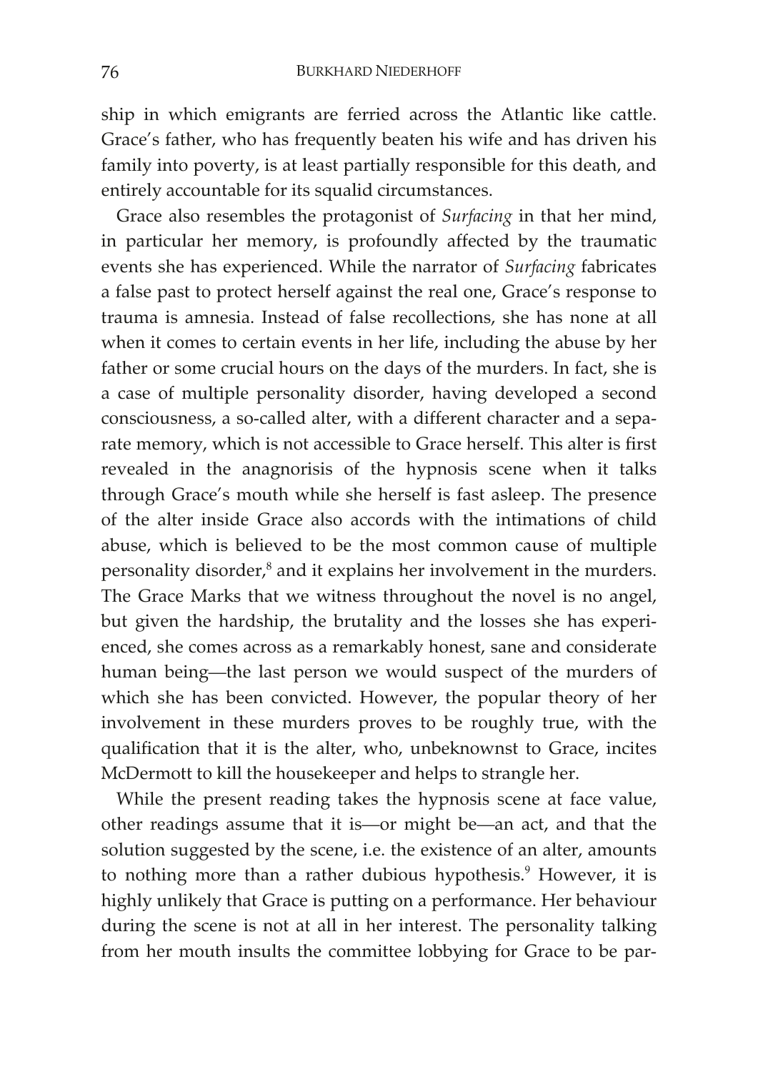ship in which emigrants are ferried across the Atlantic like cattle. Grace's father, who has frequently beaten his wife and has driven his family into poverty, is at least partially responsible for this death, and entirely accountable for its squalid circumstances.

Grace also resembles the protagonist of *Surfacing* in that her mind, in particular her memory, is profoundly affected by the traumatic events she has experienced. While the narrator of *Surfacing* fabricates a false past to protect herself against the real one, Grace's response to trauma is amnesia. Instead of false recollections, she has none at all when it comes to certain events in her life, including the abuse by her father or some crucial hours on the days of the murders. In fact, she is a case of multiple personality disorder, having developed a second consciousness, a so-called alter, with a different character and a separate memory, which is not accessible to Grace herself. This alter is first revealed in the anagnorisis of the hypnosis scene when it talks through Grace's mouth while she herself is fast asleep. The presence of the alter inside Grace also accords with the intimations of child abuse, which is believed to be the most common cause of multiple personality disorder,[8] and it explains her involvement in the murders. The Grace Marks that we witness throughout the novel is no angel, but given the hardship, the brutality and the losses she has experienced, she comes across as a remarkably honest, sane and considerate human being—the last person we would suspect of the murders of which she has been convicted. However, the popular theory of her involvement in these murders proves to be roughly true, with the qualification that it is the alter, who, unbeknownst to Grace, incites McDermott to kill the housekeeper and helps to strangle her.

While the present reading takes the hypnosis scene at face value, other readings assume that it is—or might be—an act, and that the solution suggested by the scene, i.e. the existence of an alter, amounts to nothing more than a rather dubious hypothesis.[9] However, it is highly unlikely that Grace is putting on a performance. Her behaviour during the scene is not at all in her interest. The personality talking from her mouth insults the committee lobbying for Grace to be par-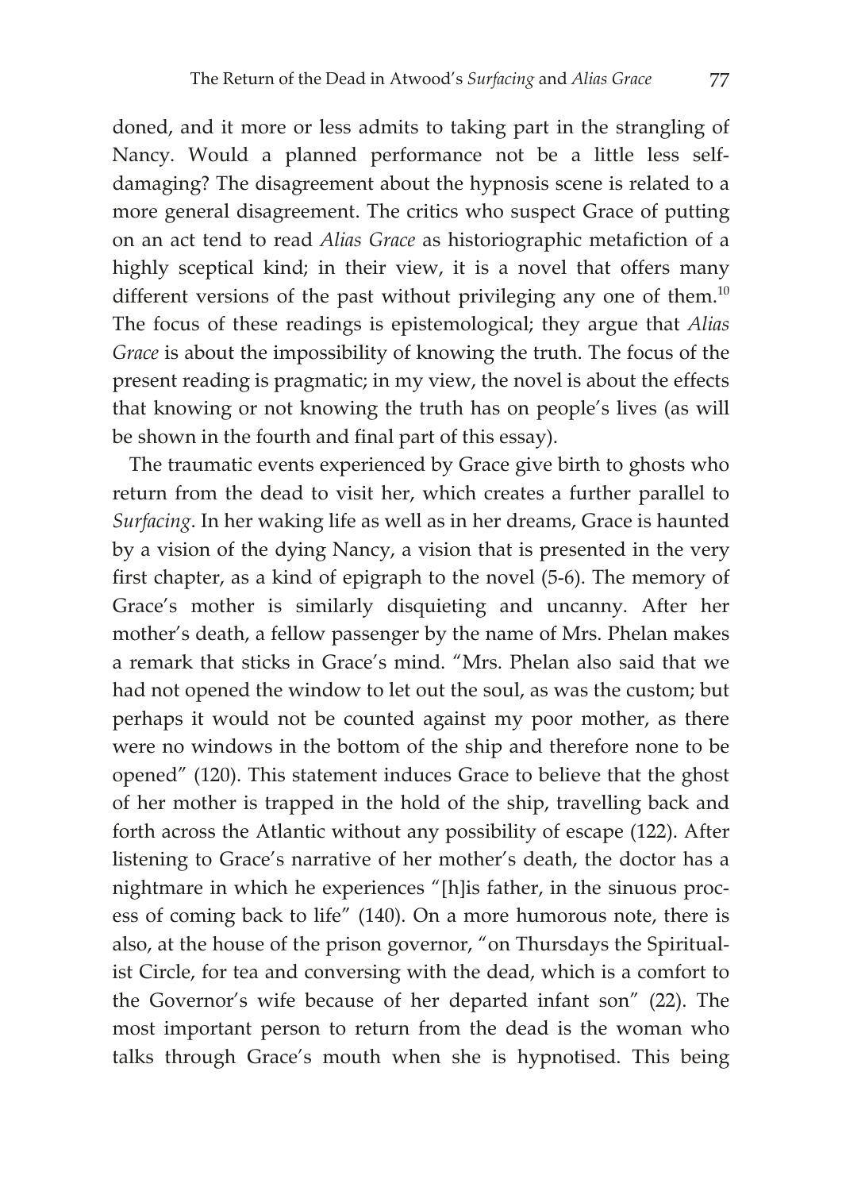doned, and it more or less admits to taking part in the strangling of Nancy. Would a planned performance not be a little less self-damaging? The disagreement about the hypnosis scene is related to a more general disagreement. The critics who suspect Grace of putting on an act tend to read *Alias Grace* as historiographic metafiction of a highly sceptical kind; in their view, it is a novel that offers many different versions of the past without privileging any one of them.[10] The focus of these readings is epistemological; they argue that *Alias Grace* is about the impossibility of knowing the truth. The focus of the present reading is pragmatic; in my view, the novel is about the effects that knowing or not knowing the truth has on people's lives (as will be shown in the fourth and final part of this essay).

The traumatic events experienced by Grace give birth to ghosts who return from the dead to visit her, which creates a further parallel to *Surfacing*. In her waking life as well as in her dreams, Grace is haunted by a vision of the dying Nancy, a vision that is presented in the very first chapter, as a kind of epigraph to the novel (5-6). The memory of Grace's mother is similarly disquieting and uncanny. After her mother's death, a fellow passenger by the name of Mrs. Phelan makes a remark that sticks in Grace's mind. "Mrs. Phelan also said that we had not opened the window to let out the soul, as was the custom; but perhaps it would not be counted against my poor mother, as there were no windows in the bottom of the ship and therefore none to be opened" (120). This statement induces Grace to believe that the ghost of her mother is trapped in the hold of the ship, travelling back and forth across the Atlantic without any possibility of escape (122). After listening to Grace's narrative of her mother's death, the doctor has a nightmare in which he experiences "[h]is father, in the sinuous process of coming back to life" (140). On a more humorous note, there is also, at the house of the prison governor, "on Thursdays the Spiritualist Circle, for tea and conversing with the dead, which is a comfort to the Governor's wife because of her departed infant son" (22). The most important person to return from the dead is the woman who talks through Grace's mouth when she is hypnotised. This being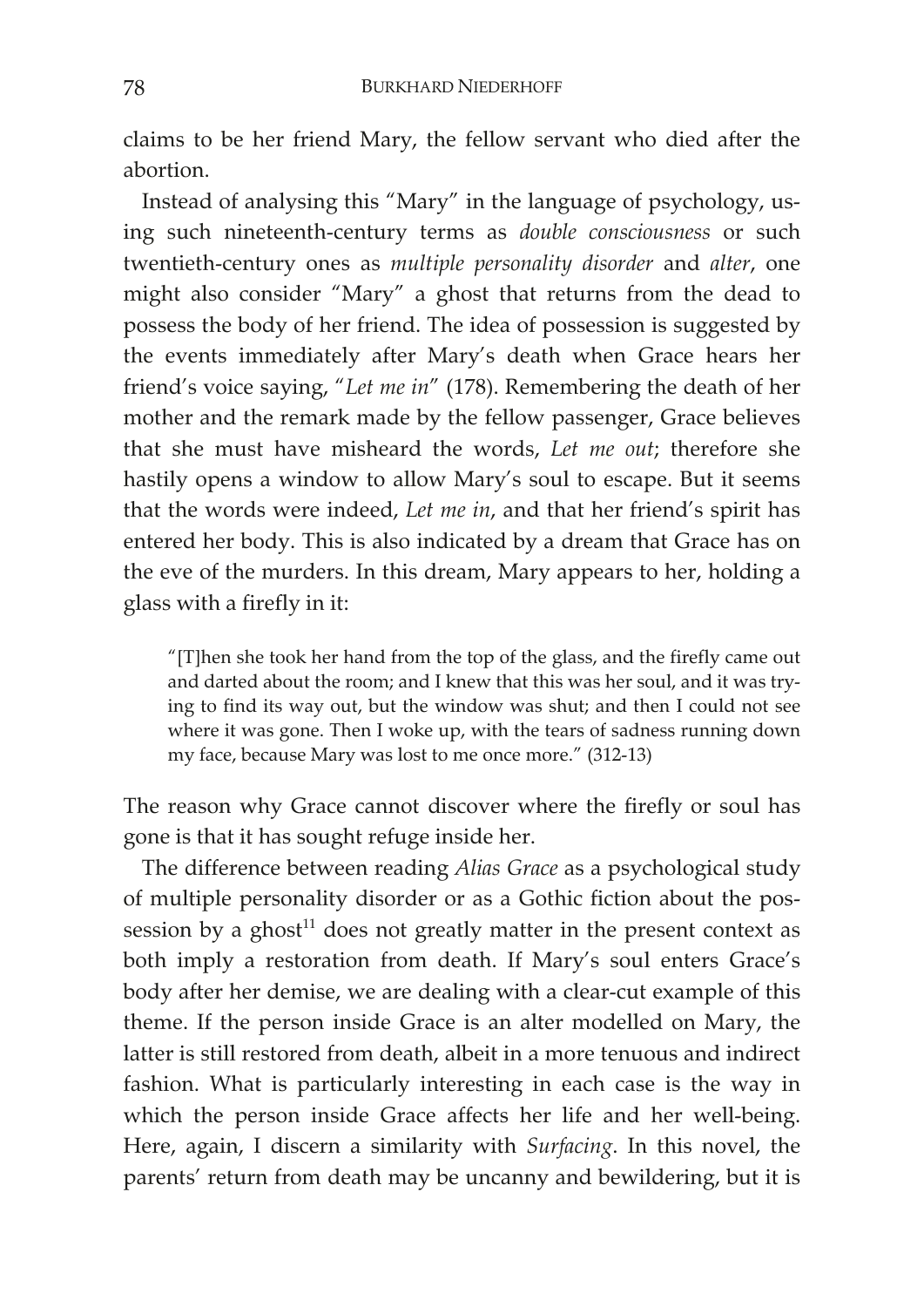claims to be her friend Mary, the fellow servant who died after the abortion.

Instead of analysing this "Mary" in the language of psychology, using such nineteenth-century terms as *double consciousness* or such twentieth-century ones as *multiple personality disorder* and *alter*, one might also consider "Mary" a ghost that returns from the dead to possess the body of her friend. The idea of possession is suggested by the events immediately after Mary's death when Grace hears her friend's voice saying, "*Let me in*" (178). Remembering the death of her mother and the remark made by the fellow passenger, Grace believes that she must have misheard the words, *Let me out*; therefore she hastily opens a window to allow Mary's soul to escape. But it seems that the words were indeed, *Let me in*, and that her friend's spirit has entered her body. This is also indicated by a dream that Grace has on the eve of the murders. In this dream, Mary appears to her, holding a glass with a firefly in it:

> "[T]hen she took her hand from the top of the glass, and the firefly came out and darted about the room; and I knew that this was her soul, and it was trying to find its way out, but the window was shut; and then I could not see where it was gone. Then I woke up, with the tears of sadness running down my face, because Mary was lost to me once more." (312-13)

The reason why Grace cannot discover where the firefly or soul has gone is that it has sought refuge inside her.

The difference between reading *Alias Grace* as a psychological study of multiple personality disorder or as a Gothic fiction about the possession by a ghost[11] does not greatly matter in the present context as both imply a restoration from death. If Mary's soul enters Grace's body after her demise, we are dealing with a clear-cut example of this theme. If the person inside Grace is an alter modelled on Mary, the latter is still restored from death, albeit in a more tenuous and indirect fashion. What is particularly interesting in each case is the way in which the person inside Grace affects her life and her well-being. Here, again, I discern a similarity with *Surfacing*. In this novel, the parents' return from death may be uncanny and bewildering, but it is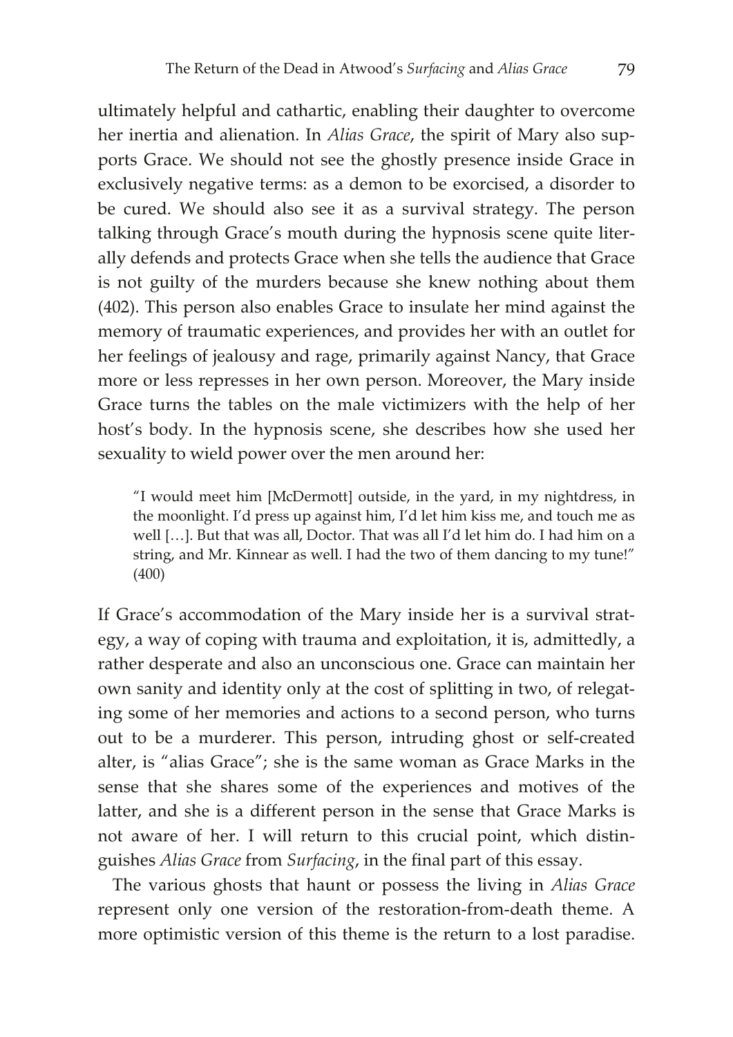ultimately helpful and cathartic, enabling their daughter to overcome her inertia and alienation. In *Alias Grace*, the spirit of Mary also supports Grace. We should not see the ghostly presence inside Grace in exclusively negative terms: as a demon to be exorcised, a disorder to be cured. We should also see it as a survival strategy. The person talking through Grace's mouth during the hypnosis scene quite literally defends and protects Grace when she tells the audience that Grace is not guilty of the murders because she knew nothing about them (402). This person also enables Grace to insulate her mind against the memory of traumatic experiences, and provides her with an outlet for her feelings of jealousy and rage, primarily against Nancy, that Grace more or less represses in her own person. Moreover, the Mary inside Grace turns the tables on the male victimizers with the help of her host's body. In the hypnosis scene, she describes how she used her sexuality to wield power over the men around her:

> "I would meet him [McDermott] outside, in the yard, in my nightdress, in the moonlight. I'd press up against him, I'd let him kiss me, and touch me as well […]. But that was all, Doctor. That was all I'd let him do. I had him on a string, and Mr. Kinnear as well. I had the two of them dancing to my tune!" (400)

If Grace's accommodation of the Mary inside her is a survival strategy, a way of coping with trauma and exploitation, it is, admittedly, a rather desperate and also an unconscious one. Grace can maintain her own sanity and identity only at the cost of splitting in two, of relegating some of her memories and actions to a second person, who turns out to be a murderer. This person, intruding ghost or self-created alter, is "alias Grace"; she is the same woman as Grace Marks in the sense that she shares some of the experiences and motives of the latter, and she is a different person in the sense that Grace Marks is not aware of her. I will return to this crucial point, which distinguishes *Alias Grace* from *Surfacing*, in the final part of this essay.

The various ghosts that haunt or possess the living in *Alias Grace* represent only one version of the restoration-from-death theme. A more optimistic version of this theme is the return to a lost paradise.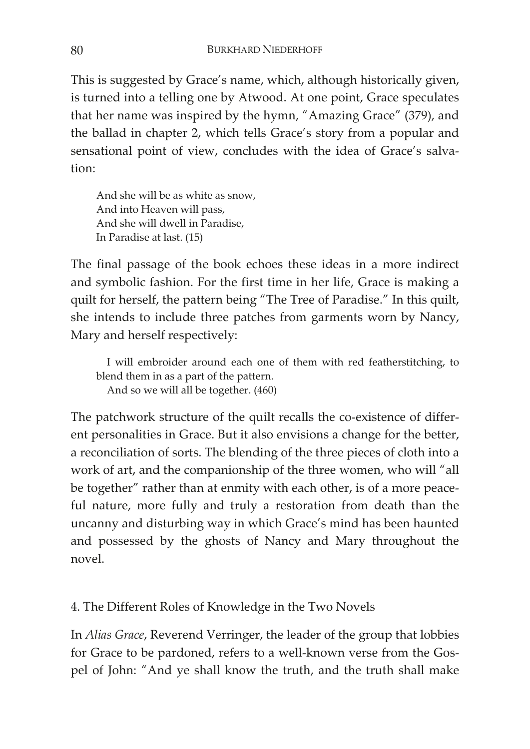This is suggested by Grace's name, which, although historically given, is turned into a telling one by Atwood. At one point, Grace speculates that her name was inspired by the hymn, "Amazing Grace" (379), and the ballad in chapter 2, which tells Grace's story from a popular and sensational point of view, concludes with the idea of Grace's salvation:

> And she will be as white as snow,  
> And into Heaven will pass,  
> And she will dwell in Paradise,  
> In Paradise at last. (15)

The final passage of the book echoes these ideas in a more indirect and symbolic fashion. For the first time in her life, Grace is making a quilt for herself, the pattern being "The Tree of Paradise." In this quilt, she intends to include three patches from garments worn by Nancy, Mary and herself respectively:

> I will embroider around each one of them with red featherstitching, to blend them in as a part of the pattern.
>
> And so we will all be together. (460)

The patchwork structure of the quilt recalls the co-existence of different personalities in Grace. But it also envisions a change for the better, a reconciliation of sorts. The blending of the three pieces of cloth into a work of art, and the companionship of the three women, who will "all be together" rather than at enmity with each other, is of a more peaceful nature, more fully and truly a restoration from death than the uncanny and disturbing way in which Grace's mind has been haunted and possessed by the ghosts of Nancy and Mary throughout the novel.

## 4. The Different Roles of Knowledge in the Two Novels

In *Alias Grace*, Reverend Verringer, the leader of the group that lobbies for Grace to be pardoned, refers to a well-known verse from the Gospel of John: "And ye shall know the truth, and the truth shall make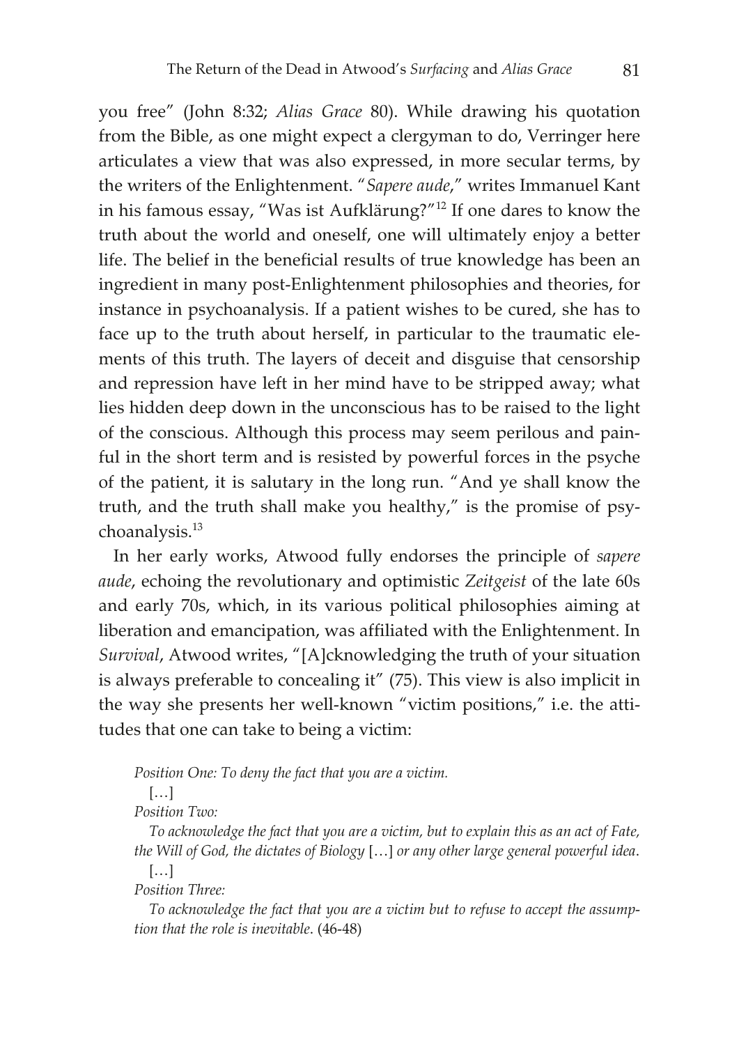you free" (John 8:32; *Alias Grace* 80). While drawing his quotation from the Bible, as one might expect a clergyman to do, Verringer here articulates a view that was also expressed, in more secular terms, by the writers of the Enlightenment. "*Sapere aude*," writes Immanuel Kant in his famous essay, "Was ist Aufklärung?"[12] If one dares to know the truth about the world and oneself, one will ultimately enjoy a better life. The belief in the beneficial results of true knowledge has been an ingredient in many post-Enlightenment philosophies and theories, for instance in psychoanalysis. If a patient wishes to be cured, she has to face up to the truth about herself, in particular to the traumatic elements of this truth. The layers of deceit and disguise that censorship and repression have left in her mind have to be stripped away; what lies hidden deep down in the unconscious has to be raised to the light of the conscious. Although this process may seem perilous and painful in the short term and is resisted by powerful forces in the psyche of the patient, it is salutary in the long run. "And ye shall know the truth, and the truth shall make you healthy," is the promise of psychoanalysis.[13]

In her early works, Atwood fully endorses the principle of *sapere aude*, echoing the revolutionary and optimistic *Zeitgeist* of the late 60s and early 70s, which, in its various political philosophies aiming at liberation and emancipation, was affiliated with the Enlightenment. In *Survival*, Atwood writes, "[A]cknowledging the truth of your situation is always preferable to concealing it" (75). This view is also implicit in the way she presents her well-known "victim positions," i.e. the attitudes that one can take to being a victim:

> *Position One: To deny the fact that you are a victim.*
>
> […]
>
> *Position Two:*
>
> *To acknowledge the fact that you are a victim, but to explain this as an act of Fate, the Will of God, the dictates of Biology* […] *or any other large general powerful idea*.
>
> […]
>
> *Position Three:*
>
> *To acknowledge the fact that you are a victim but to refuse to accept the assumption that the role is inevitable*. (46-48)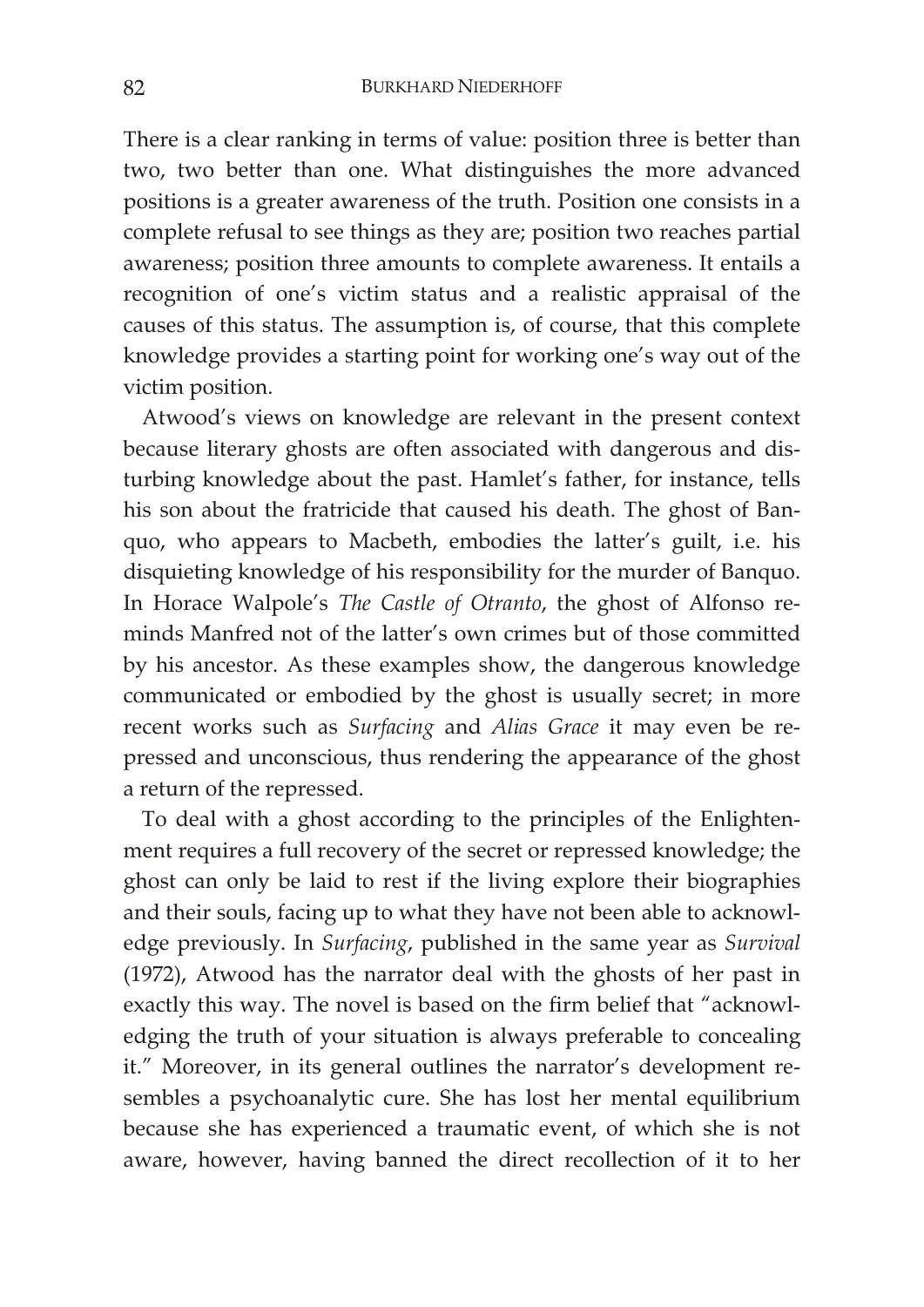There is a clear ranking in terms of value: position three is better than two, two better than one. What distinguishes the more advanced positions is a greater awareness of the truth. Position one consists in a complete refusal to see things as they are; position two reaches partial awareness; position three amounts to complete awareness. It entails a recognition of one's victim status and a realistic appraisal of the causes of this status. The assumption is, of course, that this complete knowledge provides a starting point for working one's way out of the victim position.

Atwood's views on knowledge are relevant in the present context because literary ghosts are often associated with dangerous and disturbing knowledge about the past. Hamlet's father, for instance, tells his son about the fratricide that caused his death. The ghost of Banquo, who appears to Macbeth, embodies the latter's guilt, i.e. his disquieting knowledge of his responsibility for the murder of Banquo. In Horace Walpole's *The Castle of Otranto*, the ghost of Alfonso reminds Manfred not of the latter's own crimes but of those committed by his ancestor. As these examples show, the dangerous knowledge communicated or embodied by the ghost is usually secret; in more recent works such as *Surfacing* and *Alias Grace* it may even be repressed and unconscious, thus rendering the appearance of the ghost a return of the repressed.

To deal with a ghost according to the principles of the Enlightenment requires a full recovery of the secret or repressed knowledge; the ghost can only be laid to rest if the living explore their biographies and their souls, facing up to what they have not been able to acknowledge previously. In *Surfacing*, published in the same year as *Survival* (1972), Atwood has the narrator deal with the ghosts of her past in exactly this way. The novel is based on the firm belief that "acknowledging the truth of your situation is always preferable to concealing it." Moreover, in its general outlines the narrator's development resembles a psychoanalytic cure. She has lost her mental equilibrium because she has experienced a traumatic event, of which she is not aware, however, having banned the direct recollection of it to her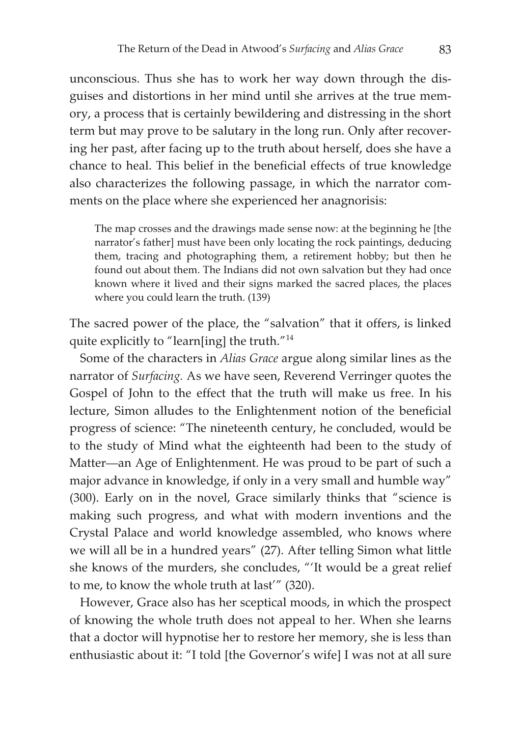unconscious. Thus she has to work her way down through the disguises and distortions in her mind until she arrives at the true memory, a process that is certainly bewildering and distressing in the short term but may prove to be salutary in the long run. Only after recovering her past, after facing up to the truth about herself, does she have a chance to heal. This belief in the beneficial effects of true knowledge also characterizes the following passage, in which the narrator comments on the place where she experienced her anagnorisis:

> The map crosses and the drawings made sense now: at the beginning he [the narrator's father] must have been only locating the rock paintings, deducing them, tracing and photographing them, a retirement hobby; but then he found out about them. The Indians did not own salvation but they had once known where it lived and their signs marked the sacred places, the places where you could learn the truth. (139)

The sacred power of the place, the "salvation" that it offers, is linked quite explicitly to "learn[ing] the truth."[14]

Some of the characters in *Alias Grace* argue along similar lines as the narrator of *Surfacing.* As we have seen, Reverend Verringer quotes the Gospel of John to the effect that the truth will make us free. In his lecture, Simon alludes to the Enlightenment notion of the beneficial progress of science: "The nineteenth century, he concluded, would be to the study of Mind what the eighteenth had been to the study of Matter—an Age of Enlightenment. He was proud to be part of such a major advance in knowledge, if only in a very small and humble way" (300). Early on in the novel, Grace similarly thinks that "science is making such progress, and what with modern inventions and the Crystal Palace and world knowledge assembled, who knows where we will all be in a hundred years" (27). After telling Simon what little she knows of the murders, she concludes, "'It would be a great relief to me, to know the whole truth at last'" (320).

However, Grace also has her sceptical moods, in which the prospect of knowing the whole truth does not appeal to her. When she learns that a doctor will hypnotise her to restore her memory, she is less than enthusiastic about it: "I told [the Governor's wife] I was not at all sure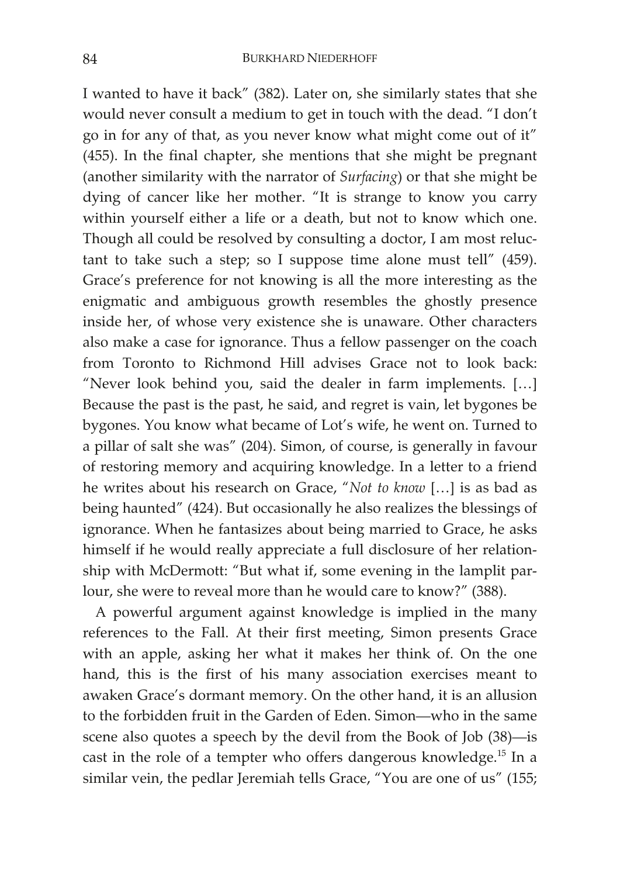I wanted to have it back" (382). Later on, she similarly states that she would never consult a medium to get in touch with the dead. "I don't go in for any of that, as you never know what might come out of it" (455). In the final chapter, she mentions that she might be pregnant (another similarity with the narrator of *Surfacing*) or that she might be dying of cancer like her mother. "It is strange to know you carry within yourself either a life or a death, but not to know which one. Though all could be resolved by consulting a doctor, I am most reluctant to take such a step; so I suppose time alone must tell" (459). Grace's preference for not knowing is all the more interesting as the enigmatic and ambiguous growth resembles the ghostly presence inside her, of whose very existence she is unaware. Other characters also make a case for ignorance. Thus a fellow passenger on the coach from Toronto to Richmond Hill advises Grace not to look back: "Never look behind you, said the dealer in farm implements. […] Because the past is the past, he said, and regret is vain, let bygones be bygones. You know what became of Lot's wife, he went on. Turned to a pillar of salt she was" (204). Simon, of course, is generally in favour of restoring memory and acquiring knowledge. In a letter to a friend he writes about his research on Grace, "*Not to know* […] is as bad as being haunted" (424). But occasionally he also realizes the blessings of ignorance. When he fantasizes about being married to Grace, he asks himself if he would really appreciate a full disclosure of her relationship with McDermott: "But what if, some evening in the lamplit parlour, she were to reveal more than he would care to know?" (388).

A powerful argument against knowledge is implied in the many references to the Fall. At their first meeting, Simon presents Grace with an apple, asking her what it makes her think of. On the one hand, this is the first of his many association exercises meant to awaken Grace's dormant memory. On the other hand, it is an allusion to the forbidden fruit in the Garden of Eden. Simon—who in the same scene also quotes a speech by the devil from the Book of Job (38)—is cast in the role of a tempter who offers dangerous knowledge.[15] In a similar vein, the pedlar Jeremiah tells Grace, "You are one of us" (155;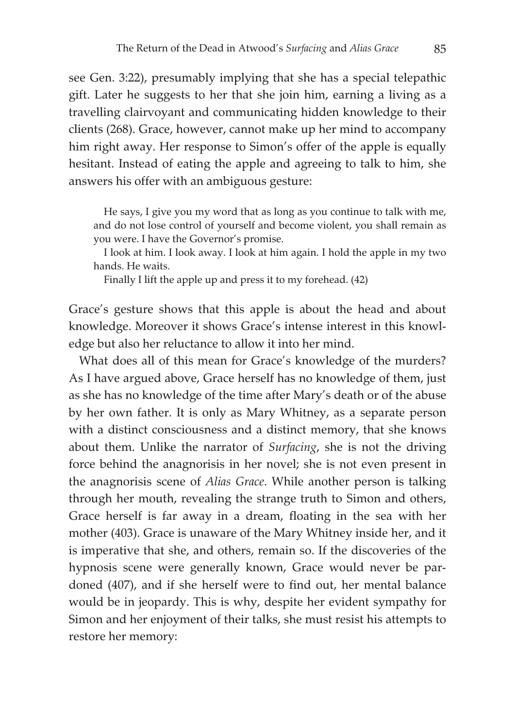see Gen. 3:22), presumably implying that she has a special telepathic gift. Later he suggests to her that she join him, earning a living as a travelling clairvoyant and communicating hidden knowledge to their clients (268). Grace, however, cannot make up her mind to accompany him right away. Her response to Simon's offer of the apple is equally hesitant. Instead of eating the apple and agreeing to talk to him, she answers his offer with an ambiguous gesture:

> He says, I give you my word that as long as you continue to talk with me, and do not lose control of yourself and become violent, you shall remain as you were. I have the Governor's promise.
>
> I look at him. I look away. I look at him again. I hold the apple in my two hands. He waits.
>
> Finally I lift the apple up and press it to my forehead. (42)

Grace's gesture shows that this apple is about the head and about knowledge. Moreover it shows Grace's intense interest in this knowledge but also her reluctance to allow it into her mind.

What does all of this mean for Grace's knowledge of the murders? As I have argued above, Grace herself has no knowledge of them, just as she has no knowledge of the time after Mary's death or of the abuse by her own father. It is only as Mary Whitney, as a separate person with a distinct consciousness and a distinct memory, that she knows about them. Unlike the narrator of *Surfacing*, she is not the driving force behind the anagnorisis in her novel; she is not even present in the anagnorisis scene of *Alias Grace*. While another person is talking through her mouth, revealing the strange truth to Simon and others, Grace herself is far away in a dream, floating in the sea with her mother (403). Grace is unaware of the Mary Whitney inside her, and it is imperative that she, and others, remain so. If the discoveries of the hypnosis scene were generally known, Grace would never be pardoned (407), and if she herself were to find out, her mental balance would be in jeopardy. This is why, despite her evident sympathy for Simon and her enjoyment of their talks, she must resist his attempts to restore her memory: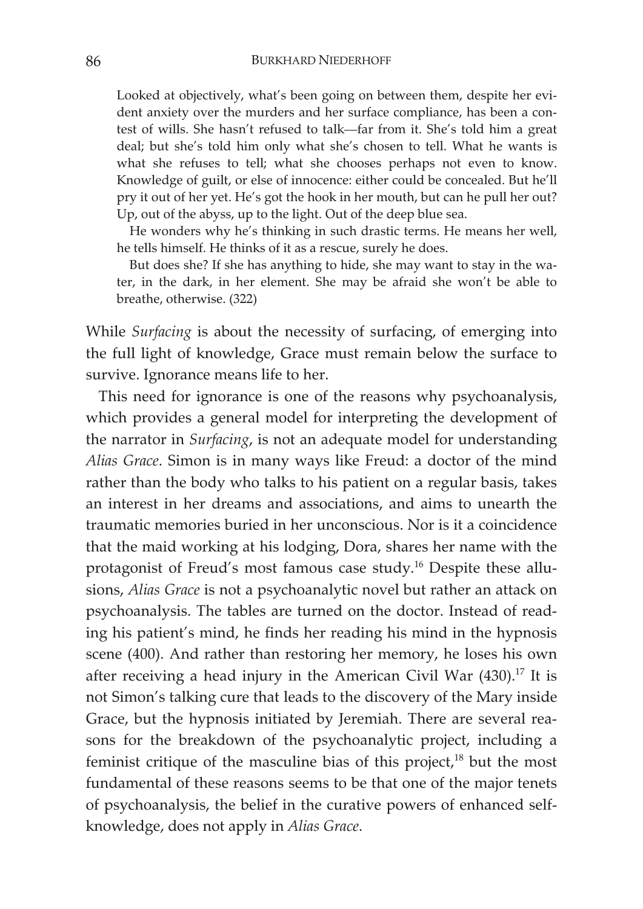> Looked at objectively, what's been going on between them, despite her evident anxiety over the murders and her surface compliance, has been a contest of wills. She hasn't refused to talk—far from it. She's told him a great deal; but she's told him only what she's chosen to tell. What he wants is what she refuses to tell; what she chooses perhaps not even to know. Knowledge of guilt, or else of innocence: either could be concealed. But he'll pry it out of her yet. He's got the hook in her mouth, but can he pull her out? Up, out of the abyss, up to the light. Out of the deep blue sea.
>
> He wonders why he's thinking in such drastic terms. He means her well, he tells himself. He thinks of it as a rescue, surely he does.
>
> But does she? If she has anything to hide, she may want to stay in the water, in the dark, in her element. She may be afraid she won't be able to breathe, otherwise. (322)

While *Surfacing* is about the necessity of surfacing, of emerging into the full light of knowledge, Grace must remain below the surface to survive. Ignorance means life to her.

This need for ignorance is one of the reasons why psychoanalysis, which provides a general model for interpreting the development of the narrator in *Surfacing*, is not an adequate model for understanding *Alias Grace*. Simon is in many ways like Freud: a doctor of the mind rather than the body who talks to his patient on a regular basis, takes an interest in her dreams and associations, and aims to unearth the traumatic memories buried in her unconscious. Nor is it a coincidence that the maid working at his lodging, Dora, shares her name with the protagonist of Freud's most famous case study.[16] Despite these allusions, *Alias Grace* is not a psychoanalytic novel but rather an attack on psychoanalysis. The tables are turned on the doctor. Instead of reading his patient's mind, he finds her reading his mind in the hypnosis scene (400). And rather than restoring her memory, he loses his own after receiving a head injury in the American Civil War (430).[17] It is not Simon's talking cure that leads to the discovery of the Mary inside Grace, but the hypnosis initiated by Jeremiah. There are several reasons for the breakdown of the psychoanalytic project, including a feminist critique of the masculine bias of this project,[18] but the most fundamental of these reasons seems to be that one of the major tenets of psychoanalysis, the belief in the curative powers of enhanced self-knowledge, does not apply in *Alias Grace*.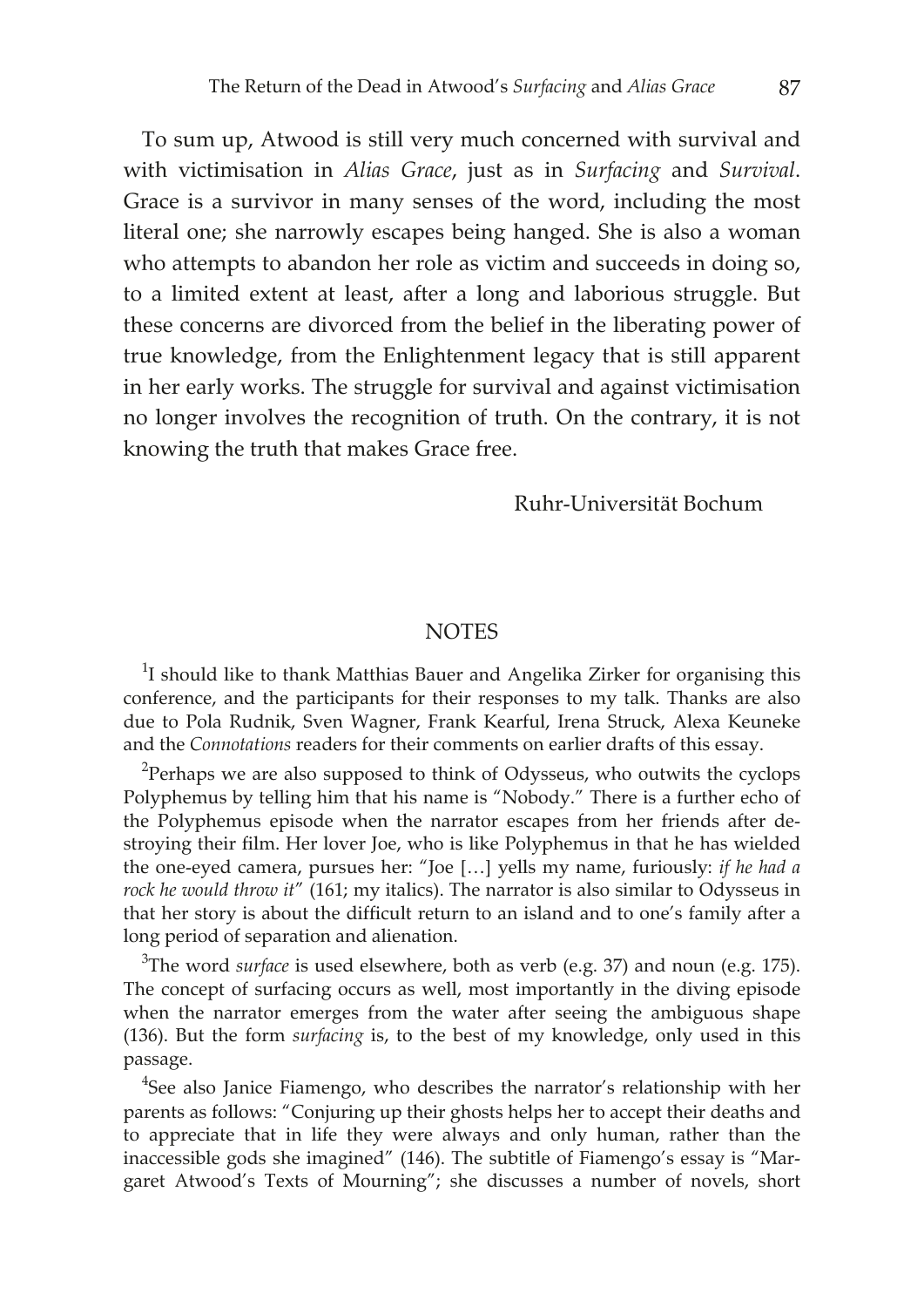To sum up, Atwood is still very much concerned with survival and with victimisation in *Alias Grace*, just as in *Surfacing* and *Survival*. Grace is a survivor in many senses of the word, including the most literal one; she narrowly escapes being hanged. She is also a woman who attempts to abandon her role as victim and succeeds in doing so, to a limited extent at least, after a long and laborious struggle. But these concerns are divorced from the belief in the liberating power of true knowledge, from the Enlightenment legacy that is still apparent in her early works. The struggle for survival and against victimisation no longer involves the recognition of truth. On the contrary, it is not knowing the truth that makes Grace free.

Ruhr-Universität Bochum

## NOTES

[1]I should like to thank Matthias Bauer and Angelika Zirker for organising this conference, and the participants for their responses to my talk. Thanks are also due to Pola Rudnik, Sven Wagner, Frank Kearful, Irena Struck, Alexa Keuneke and the *Connotations* readers for their comments on earlier drafts of this essay.

[2]Perhaps we are also supposed to think of Odysseus, who outwits the cyclops Polyphemus by telling him that his name is "Nobody." There is a further echo of the Polyphemus episode when the narrator escapes from her friends after destroying their film. Her lover Joe, who is like Polyphemus in that he has wielded the one-eyed camera, pursues her: "Joe […] yells my name, furiously: *if he had a rock he would throw it*" (161; my italics). The narrator is also similar to Odysseus in that her story is about the difficult return to an island and to one's family after a long period of separation and alienation.

[3]The word *surface* is used elsewhere, both as verb (e.g. 37) and noun (e.g. 175). The concept of surfacing occurs as well, most importantly in the diving episode when the narrator emerges from the water after seeing the ambiguous shape (136). But the form *surfacing* is, to the best of my knowledge, only used in this passage.

[4]See also Janice Fiamengo, who describes the narrator's relationship with her parents as follows: "Conjuring up their ghosts helps her to accept their deaths and to appreciate that in life they were always and only human, rather than the inaccessible gods she imagined" (146). The subtitle of Fiamengo's essay is "Margaret Atwood's Texts of Mourning"; she discusses a number of novels, short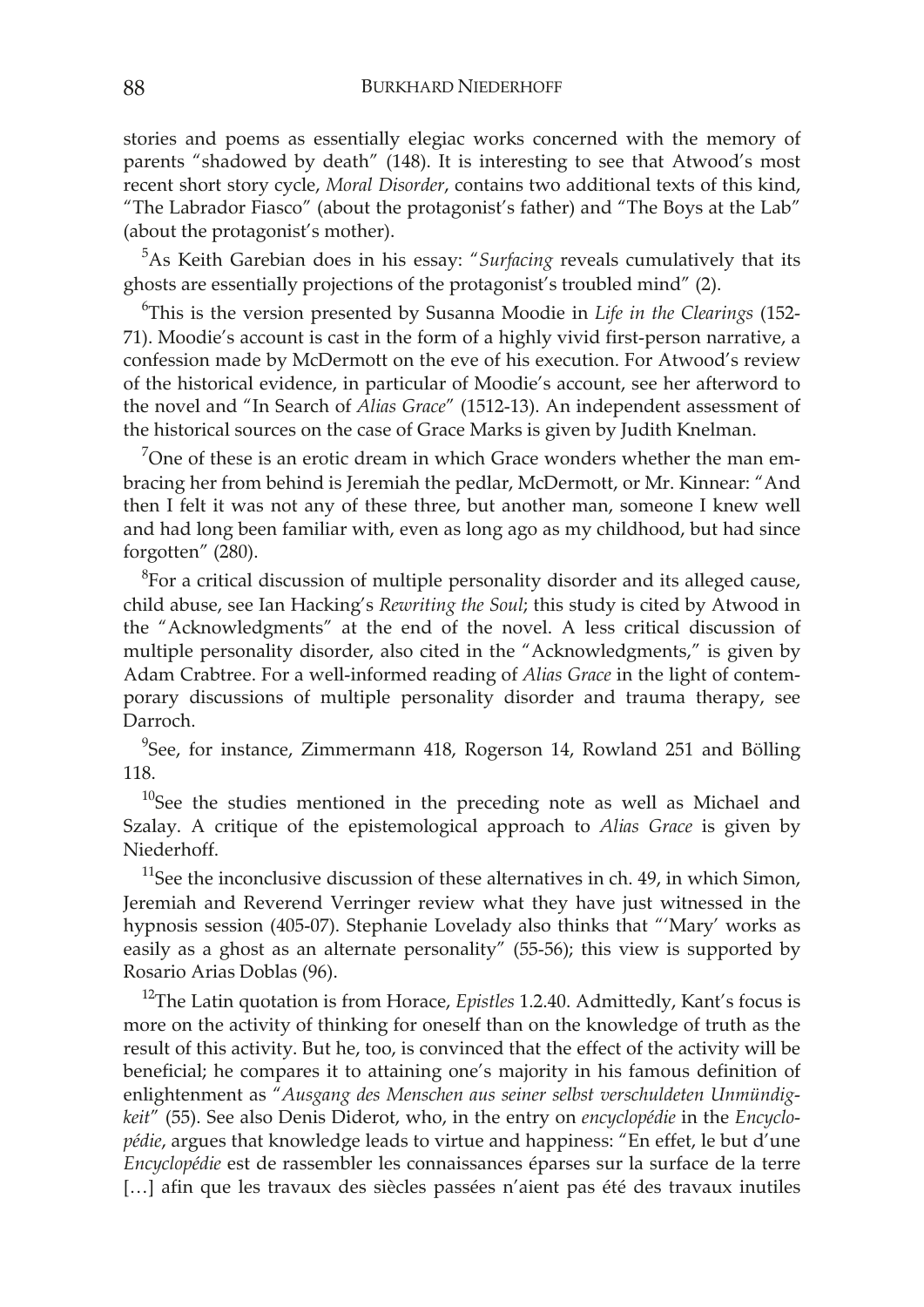stories and poems as essentially elegiac works concerned with the memory of parents "shadowed by death" (148). It is interesting to see that Atwood's most recent short story cycle, *Moral Disorder*, contains two additional texts of this kind, "The Labrador Fiasco" (about the protagonist's father) and "The Boys at the Lab" (about the protagonist's mother).

[5]As Keith Garebian does in his essay: "*Surfacing* reveals cumulatively that its ghosts are essentially projections of the protagonist's troubled mind" (2).

[6]This is the version presented by Susanna Moodie in *Life in the Clearings* (152-71). Moodie's account is cast in the form of a highly vivid first-person narrative, a confession made by McDermott on the eve of his execution. For Atwood's review of the historical evidence, in particular of Moodie's account, see her afterword to the novel and "In Search of *Alias Grace*" (1512-13). An independent assessment of the historical sources on the case of Grace Marks is given by Judith Knelman.

[7]One of these is an erotic dream in which Grace wonders whether the man embracing her from behind is Jeremiah the pedlar, McDermott, or Mr. Kinnear: "And then I felt it was not any of these three, but another man, someone I knew well and had long been familiar with, even as long ago as my childhood, but had since forgotten" (280).

[8]For a critical discussion of multiple personality disorder and its alleged cause, child abuse, see Ian Hacking's *Rewriting the Soul*; this study is cited by Atwood in the "Acknowledgments" at the end of the novel. A less critical discussion of multiple personality disorder, also cited in the "Acknowledgments," is given by Adam Crabtree. For a well-informed reading of *Alias Grace* in the light of contemporary discussions of multiple personality disorder and trauma therapy, see Darroch.

[9]See, for instance, Zimmermann 418, Rogerson 14, Rowland 251 and Bölling 118.

[10]See the studies mentioned in the preceding note as well as Michael and Szalay. A critique of the epistemological approach to *Alias Grace* is given by Niederhoff.

[11]See the inconclusive discussion of these alternatives in ch. 49, in which Simon, Jeremiah and Reverend Verringer review what they have just witnessed in the hypnosis session (405-07). Stephanie Lovelady also thinks that "'Mary' works as easily as a ghost as an alternate personality" (55-56); this view is supported by Rosario Arias Doblas (96).

[12]The Latin quotation is from Horace, *Epistles* 1.2.40. Admittedly, Kant's focus is more on the activity of thinking for oneself than on the knowledge of truth as the result of this activity. But he, too, is convinced that the effect of the activity will be beneficial; he compares it to attaining one's majority in his famous definition of enlightenment as "*Ausgang des Menschen aus seiner selbst verschuldeten Unmündigkeit*" (55). See also Denis Diderot, who, in the entry on *encyclopédie* in the *Encyclopédie*, argues that knowledge leads to virtue and happiness: "En effet, le but d'une *Encyclopédie* est de rassembler les connaissances éparses sur la surface de la terre […] afin que les travaux des siècles passées n'aient pas été des travaux inutiles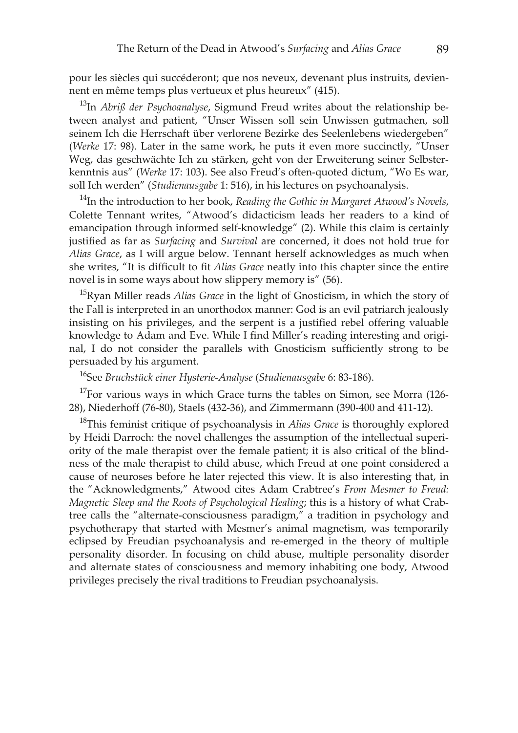pour les siècles qui succéderont; que nos neveux, devenant plus instruits, deviennent en même temps plus vertueux et plus heureux" (415).

[13]In *Abriß der Psychoanalyse*, Sigmund Freud writes about the relationship between analyst and patient, "Unser Wissen soll sein Unwissen gutmachen, soll seinem Ich die Herrschaft über verlorene Bezirke des Seelenlebens wiedergeben" (*Werke* 17: 98). Later in the same work, he puts it even more succinctly, "Unser Weg, das geschwächte Ich zu stärken, geht von der Erweiterung seiner Selbsterkenntnis aus" (*Werke* 17: 103). See also Freud's often-quoted dictum, "Wo Es war, soll Ich werden" (*Studienausgabe* 1: 516), in his lectures on psychoanalysis.

[14]In the introduction to her book, *Reading the Gothic in Margaret Atwood's Novels*, Colette Tennant writes, "Atwood's didacticism leads her readers to a kind of emancipation through informed self-knowledge" (2). While this claim is certainly justified as far as *Surfacing* and *Survival* are concerned, it does not hold true for *Alias Grace*, as I will argue below. Tennant herself acknowledges as much when she writes, "It is difficult to fit *Alias Grace* neatly into this chapter since the entire novel is in some ways about how slippery memory is" (56).

[15]Ryan Miller reads *Alias Grace* in the light of Gnosticism, in which the story of the Fall is interpreted in an unorthodox manner: God is an evil patriarch jealously insisting on his privileges, and the serpent is a justified rebel offering valuable knowledge to Adam and Eve. While I find Miller's reading interesting and original, I do not consider the parallels with Gnosticism sufficiently strong to be persuaded by his argument.

[16]See *Bruchstück einer Hysterie-Analyse* (*Studienausgabe* 6: 83-186).

[17]For various ways in which Grace turns the tables on Simon, see Morra (126-28), Niederhoff (76-80), Staels (432-36), and Zimmermann (390-400 and 411-12).

[18]This feminist critique of psychoanalysis in *Alias Grace* is thoroughly explored by Heidi Darroch: the novel challenges the assumption of the intellectual superiority of the male therapist over the female patient; it is also critical of the blindness of the male therapist to child abuse, which Freud at one point considered a cause of neuroses before he later rejected this view. It is also interesting that, in the "Acknowledgments," Atwood cites Adam Crabtree's *From Mesmer to Freud: Magnetic Sleep and the Roots of Psychological Healing*; this is a history of what Crabtree calls the "alternate-consciousness paradigm," a tradition in psychology and psychotherapy that started with Mesmer's animal magnetism, was temporarily eclipsed by Freudian psychoanalysis and re-emerged in the theory of multiple personality disorder. In focusing on child abuse, multiple personality disorder and alternate states of consciousness and memory inhabiting one body, Atwood privileges precisely the rival traditions to Freudian psychoanalysis.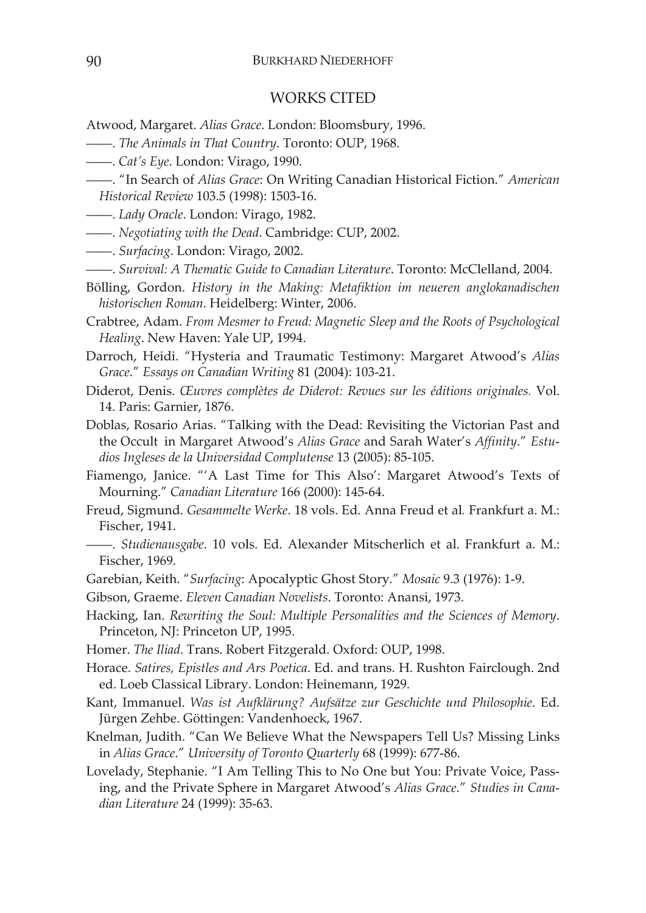## WORKS CITED

Atwood, Margaret. *Alias Grace*. London: Bloomsbury, 1996.

——. *The Animals in That Country*. Toronto: OUP, 1968.

——. *Cat's Eye*. London: Virago, 1990.

——. "In Search of *Alias Grace*: On Writing Canadian Historical Fiction." *American Historical Review* 103.5 (1998): 1503-16.

——. *Lady Oracle*. London: Virago, 1982.

——. *Negotiating with the Dead*. Cambridge: CUP, 2002.

——. *Surfacing*. London: Virago, 2002.

——. *Survival: A Thematic Guide to Canadian Literature*. Toronto: McClelland, 2004.

Bölling, Gordon. *History in the Making: Metafiktion im neueren anglokanadischen historischen Roman*. Heidelberg: Winter, 2006.

Crabtree, Adam. *From Mesmer to Freud: Magnetic Sleep and the Roots of Psychological Healing*. New Haven: Yale UP, 1994.

Darroch, Heidi. "Hysteria and Traumatic Testimony: Margaret Atwood's *Alias Grace*." *Essays on Canadian Writing* 81 (2004): 103-21.

Diderot, Denis. *Œuvres complètes de Diderot: Revues sur les éditions originales.* Vol. 14. Paris: Garnier, 1876.

Doblas, Rosario Arias. "Talking with the Dead: Revisiting the Victorian Past and the Occult in Margaret Atwood's *Alias Grace* and Sarah Water's *Affinity*." *Estudios Ingleses de la Universidad Complutense* 13 (2005): 85-105.

Fiamengo, Janice. "'A Last Time for This Also': Margaret Atwood's Texts of Mourning." *Canadian Literature* 166 (2000): 145-64.

Freud, Sigmund. *Gesammelte Werke*. 18 vols. Ed. Anna Freud et al. Frankfurt a. M.: Fischer, 1941.

——. *Studienausgabe*. 10 vols. Ed. Alexander Mitscherlich et al. Frankfurt a. M.: Fischer, 1969.

Garebian, Keith. "*Surfacing*: Apocalyptic Ghost Story." *Mosaic* 9.3 (1976): 1-9.

Gibson, Graeme. *Eleven Canadian Novelists*. Toronto: Anansi, 1973.

Hacking, Ian. *Rewriting the Soul: Multiple Personalities and the Sciences of Memory*. Princeton, NJ: Princeton UP, 1995.

Homer. *The Iliad*. Trans. Robert Fitzgerald. Oxford: OUP, 1998.

Horace. *Satires, Epistles and Ars Poetica*. Ed. and trans. H. Rushton Fairclough. 2nd ed. Loeb Classical Library. London: Heinemann, 1929.

Kant, Immanuel. *Was ist Aufklärung? Aufsätze zur Geschichte und Philosophie*. Ed. Jürgen Zehbe. Göttingen: Vandenhoeck, 1967.

Knelman, Judith. "Can We Believe What the Newspapers Tell Us? Missing Links in *Alias Grace*." *University of Toronto Quarterly* 68 (1999): 677-86.

Lovelady, Stephanie. "I Am Telling This to No One but You: Private Voice, Passing, and the Private Sphere in Margaret Atwood's *Alias Grace*." *Studies in Canadian Literature* 24 (1999): 35-63.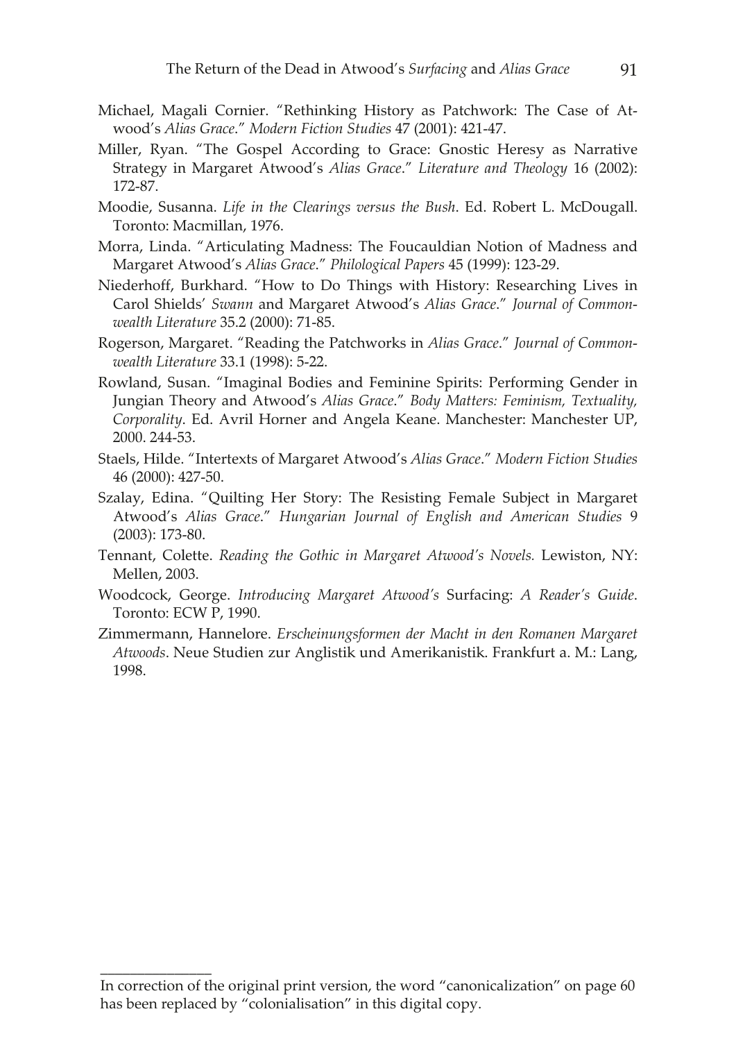Michael, Magali Cornier. "Rethinking History as Patchwork: The Case of Atwood's *Alias Grace*." *Modern Fiction Studies* 47 (2001): 421-47.

Miller, Ryan. "The Gospel According to Grace: Gnostic Heresy as Narrative Strategy in Margaret Atwood's *Alias Grace*." *Literature and Theology* 16 (2002): 172-87.

Moodie, Susanna. *Life in the Clearings versus the Bush*. Ed. Robert L. McDougall. Toronto: Macmillan, 1976.

Morra, Linda. "Articulating Madness: The Foucauldian Notion of Madness and Margaret Atwood's *Alias Grace*." *Philological Papers* 45 (1999): 123-29.

Niederhoff, Burkhard. "How to Do Things with History: Researching Lives in Carol Shields' *Swann* and Margaret Atwood's *Alias Grace*." *Journal of Commonwealth Literature* 35.2 (2000): 71-85.

Rogerson, Margaret. "Reading the Patchworks in *Alias Grace*." *Journal of Commonwealth Literature* 33.1 (1998): 5-22.

Rowland, Susan. "Imaginal Bodies and Feminine Spirits: Performing Gender in Jungian Theory and Atwood's *Alias Grace*." *Body Matters: Feminism, Textuality, Corporality*. Ed. Avril Horner and Angela Keane. Manchester: Manchester UP, 2000. 244-53.

Staels, Hilde. "Intertexts of Margaret Atwood's *Alias Grace*." *Modern Fiction Studies* 46 (2000): 427-50.

Szalay, Edina. "Quilting Her Story: The Resisting Female Subject in Margaret Atwood's *Alias Grace*." *Hungarian Journal of English and American Studies* 9 (2003): 173-80.

Tennant, Colette. *Reading the Gothic in Margaret Atwood's Novels.* Lewiston, NY: Mellen, 2003.

Woodcock, George. *Introducing Margaret Atwood's* Surfacing: *A Reader's Guide*. Toronto: ECW P, 1990.

Zimmermann, Hannelore. *Erscheinungsformen der Macht in den Romanen Margaret Atwoods*. Neue Studien zur Anglistik und Amerikanistik. Frankfurt a. M.: Lang, 1998.

---

In correction of the original print version, the word "canonicalization" on page 60 has been replaced by "colonialisation" in this digital copy.